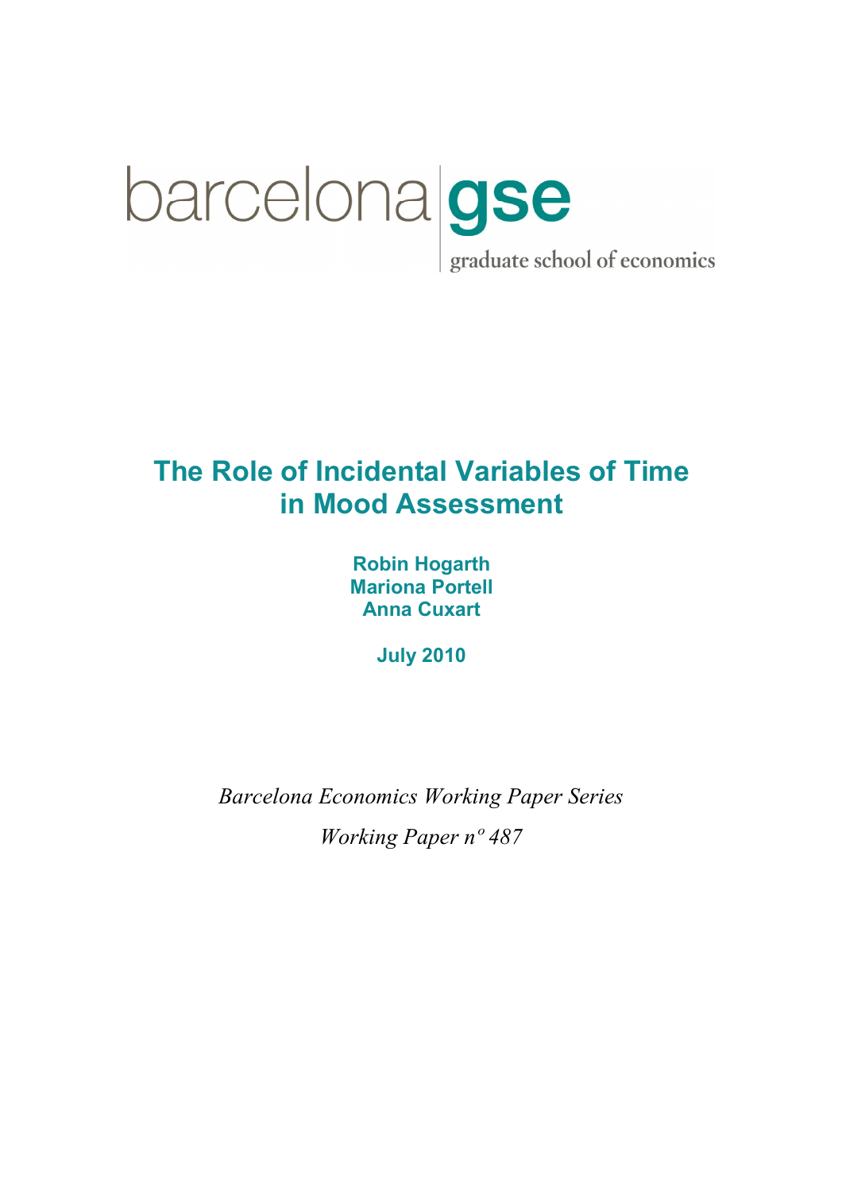barcelona gse

graduate school of economics

# The Role of Incidental Variables of Time in Mood Assessment

**Robin Hogarth**
**Mariona Portell**
**Anna Cuxart**

**July 2010**

*Barcelona Economics Working Paper Series*

*Working Paper nº 487*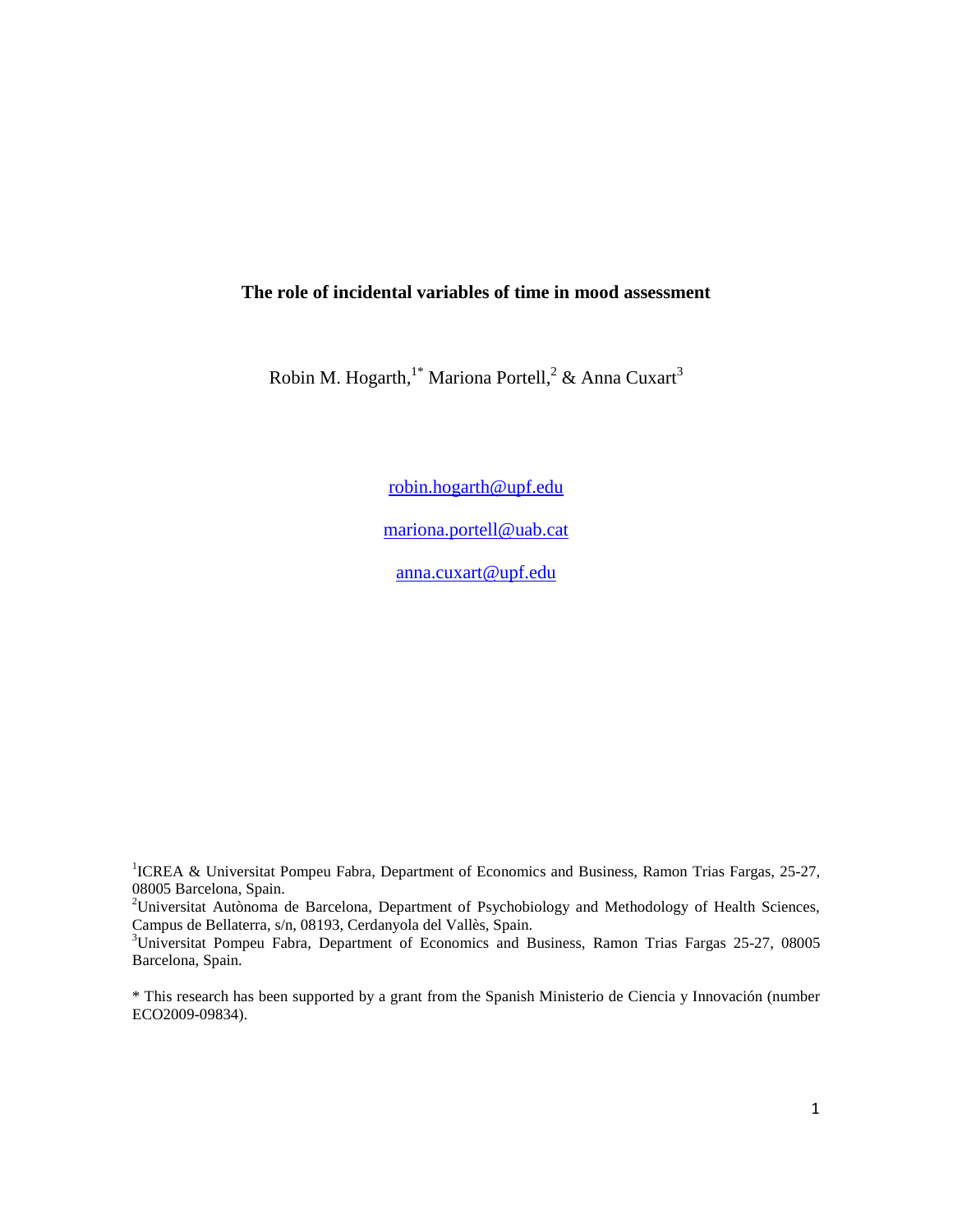**The role of incidental variables of time in mood assessment**

Robin M. Hogarth,[1*] Mariona Portell,[2] & Anna Cuxart[3]

robin.hogarth@upf.edu

mariona.portell@uab.cat

anna.cuxart@upf.edu

[1]ICREA & Universitat Pompeu Fabra, Department of Economics and Business, Ramon Trias Fargas, 25-27, 08005 Barcelona, Spain.

[2]Universitat Autònoma de Barcelona, Department of Psychobiology and Methodology of Health Sciences, Campus de Bellaterra, s/n, 08193, Cerdanyola del Vallès, Spain.

[3]Universitat Pompeu Fabra, Department of Economics and Business, Ramon Trias Fargas 25-27, 08005 Barcelona, Spain.

* This research has been supported by a grant from the Spanish Ministerio de Ciencia y Innovación (number ECO2009-09834).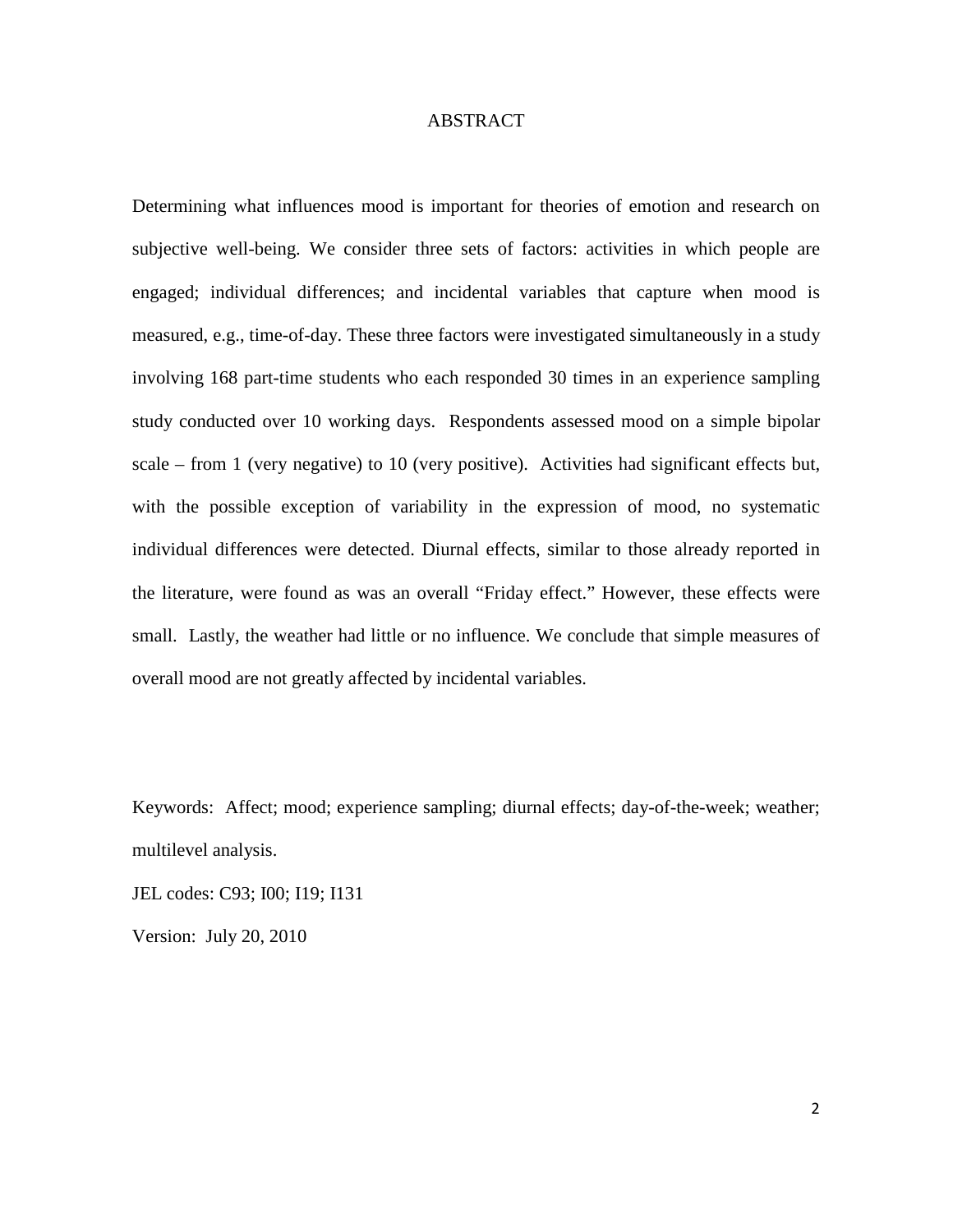# ABSTRACT

Determining what influences mood is important for theories of emotion and research on subjective well-being. We consider three sets of factors: activities in which people are engaged; individual differences; and incidental variables that capture when mood is measured, e.g., time-of-day. These three factors were investigated simultaneously in a study involving 168 part-time students who each responded 30 times in an experience sampling study conducted over 10 working days. Respondents assessed mood on a simple bipolar scale – from 1 (very negative) to 10 (very positive). Activities had significant effects but, with the possible exception of variability in the expression of mood, no systematic individual differences were detected. Diurnal effects, similar to those already reported in the literature, were found as was an overall "Friday effect." However, these effects were small. Lastly, the weather had little or no influence. We conclude that simple measures of overall mood are not greatly affected by incidental variables.

Keywords: Affect; mood; experience sampling; diurnal effects; day-of-the-week; weather; multilevel analysis.

JEL codes: C93; I00; I19; I131

Version: July 20, 2010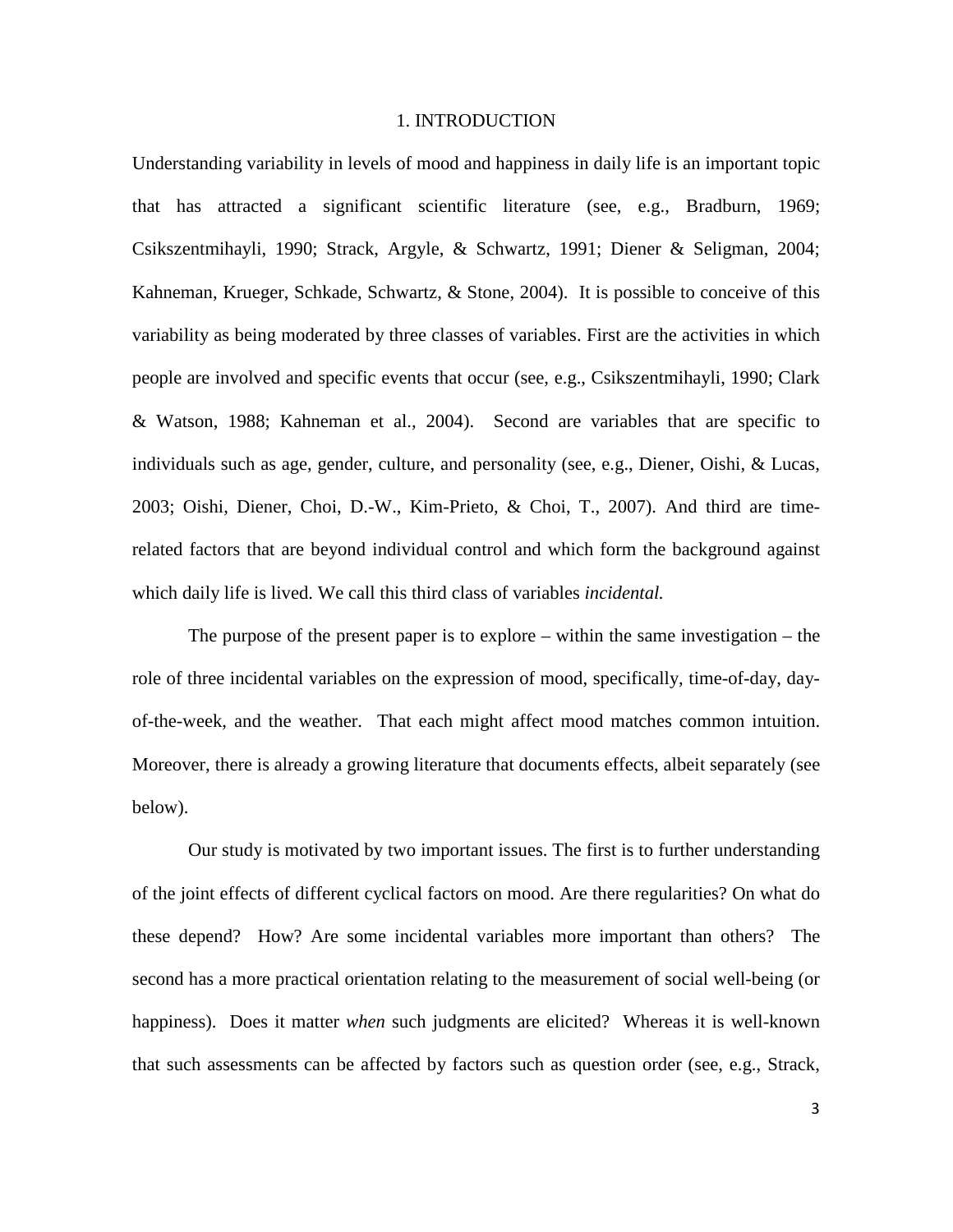# 1. INTRODUCTION

Understanding variability in levels of mood and happiness in daily life is an important topic that has attracted a significant scientific literature (see, e.g., Bradburn, 1969; Csikszentmihayli, 1990; Strack, Argyle, & Schwartz, 1991; Diener & Seligman, 2004; Kahneman, Krueger, Schkade, Schwartz, & Stone, 2004). It is possible to conceive of this variability as being moderated by three classes of variables. First are the activities in which people are involved and specific events that occur (see, e.g., Csikszentmihayli, 1990; Clark & Watson, 1988; Kahneman et al., 2004). Second are variables that are specific to individuals such as age, gender, culture, and personality (see, e.g., Diener, Oishi, & Lucas, 2003; Oishi, Diener, Choi, D.-W., Kim-Prieto, & Choi, T., 2007). And third are time-related factors that are beyond individual control and which form the background against which daily life is lived. We call this third class of variables *incidental.*

The purpose of the present paper is to explore – within the same investigation – the role of three incidental variables on the expression of mood, specifically, time-of-day, day-of-the-week, and the weather. That each might affect mood matches common intuition. Moreover, there is already a growing literature that documents effects, albeit separately (see below).

Our study is motivated by two important issues. The first is to further understanding of the joint effects of different cyclical factors on mood. Are there regularities? On what do these depend? How? Are some incidental variables more important than others? The second has a more practical orientation relating to the measurement of social well-being (or happiness). Does it matter *when* such judgments are elicited? Whereas it is well-known that such assessments can be affected by factors such as question order (see, e.g., Strack,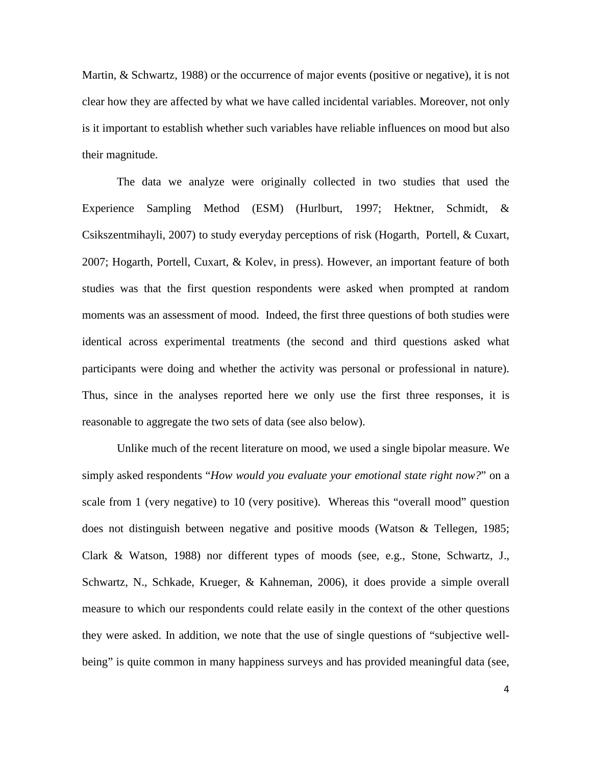Martin, & Schwartz, 1988) or the occurrence of major events (positive or negative), it is not clear how they are affected by what we have called incidental variables. Moreover, not only is it important to establish whether such variables have reliable influences on mood but also their magnitude.

The data we analyze were originally collected in two studies that used the Experience Sampling Method (ESM) (Hurlburt, 1997; Hektner, Schmidt, & Csikszentmihayli, 2007) to study everyday perceptions of risk (Hogarth, Portell, & Cuxart, 2007; Hogarth, Portell, Cuxart, & Kolev, in press). However, an important feature of both studies was that the first question respondents were asked when prompted at random moments was an assessment of mood. Indeed, the first three questions of both studies were identical across experimental treatments (the second and third questions asked what participants were doing and whether the activity was personal or professional in nature). Thus, since in the analyses reported here we only use the first three responses, it is reasonable to aggregate the two sets of data (see also below).

Unlike much of the recent literature on mood, we used a single bipolar measure. We simply asked respondents "*How would you evaluate your emotional state right now?*" on a scale from 1 (very negative) to 10 (very positive). Whereas this "overall mood" question does not distinguish between negative and positive moods (Watson & Tellegen, 1985; Clark & Watson, 1988) nor different types of moods (see, e.g., Stone, Schwartz, J., Schwartz, N., Schkade, Krueger, & Kahneman, 2006), it does provide a simple overall measure to which our respondents could relate easily in the context of the other questions they were asked. In addition, we note that the use of single questions of "subjective well-being" is quite common in many happiness surveys and has provided meaningful data (see,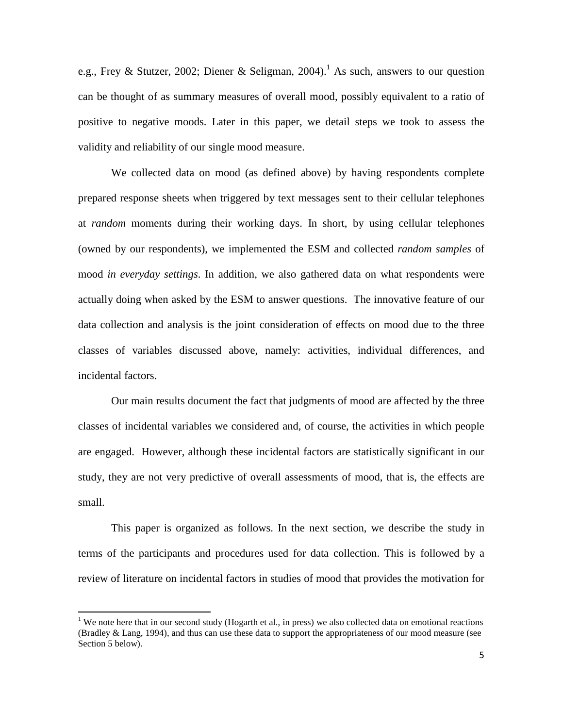e.g., Frey & Stutzer, 2002; Diener & Seligman, 2004).[1] As such, answers to our question can be thought of as summary measures of overall mood, possibly equivalent to a ratio of positive to negative moods. Later in this paper, we detail steps we took to assess the validity and reliability of our single mood measure.

We collected data on mood (as defined above) by having respondents complete prepared response sheets when triggered by text messages sent to their cellular telephones at *random* moments during their working days. In short, by using cellular telephones (owned by our respondents), we implemented the ESM and collected *random samples* of mood *in everyday settings*. In addition, we also gathered data on what respondents were actually doing when asked by the ESM to answer questions. The innovative feature of our data collection and analysis is the joint consideration of effects on mood due to the three classes of variables discussed above, namely: activities, individual differences, and incidental factors.

Our main results document the fact that judgments of mood are affected by the three classes of incidental variables we considered and, of course, the activities in which people are engaged. However, although these incidental factors are statistically significant in our study, they are not very predictive of overall assessments of mood, that is, the effects are small.

This paper is organized as follows. In the next section, we describe the study in terms of the participants and procedures used for data collection. This is followed by a review of literature on incidental factors in studies of mood that provides the motivation for

[1] We note here that in our second study (Hogarth et al., in press) we also collected data on emotional reactions (Bradley & Lang, 1994), and thus can use these data to support the appropriateness of our mood measure (see Section 5 below).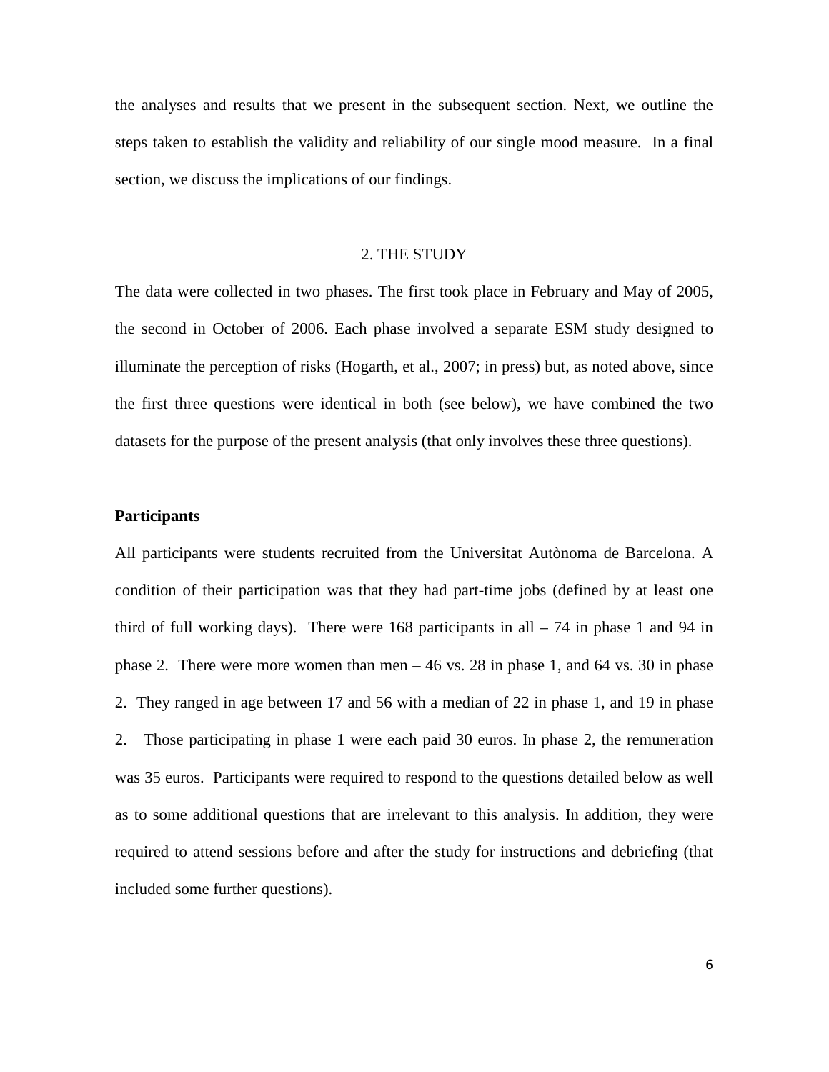the analyses and results that we present in the subsequent section. Next, we outline the steps taken to establish the validity and reliability of our single mood measure. In a final section, we discuss the implications of our findings.

## 2. THE STUDY

The data were collected in two phases. The first took place in February and May of 2005, the second in October of 2006. Each phase involved a separate ESM study designed to illuminate the perception of risks (Hogarth, et al., 2007; in press) but, as noted above, since the first three questions were identical in both (see below), we have combined the two datasets for the purpose of the present analysis (that only involves these three questions).

### Participants

All participants were students recruited from the Universitat Autònoma de Barcelona. A condition of their participation was that they had part-time jobs (defined by at least one third of full working days). There were 168 participants in all – 74 in phase 1 and 94 in phase 2. There were more women than men – 46 vs. 28 in phase 1, and 64 vs. 30 in phase 2. They ranged in age between 17 and 56 with a median of 22 in phase 1, and 19 in phase 2. Those participating in phase 1 were each paid 30 euros. In phase 2, the remuneration was 35 euros. Participants were required to respond to the questions detailed below as well as to some additional questions that are irrelevant to this analysis. In addition, they were required to attend sessions before and after the study for instructions and debriefing (that included some further questions).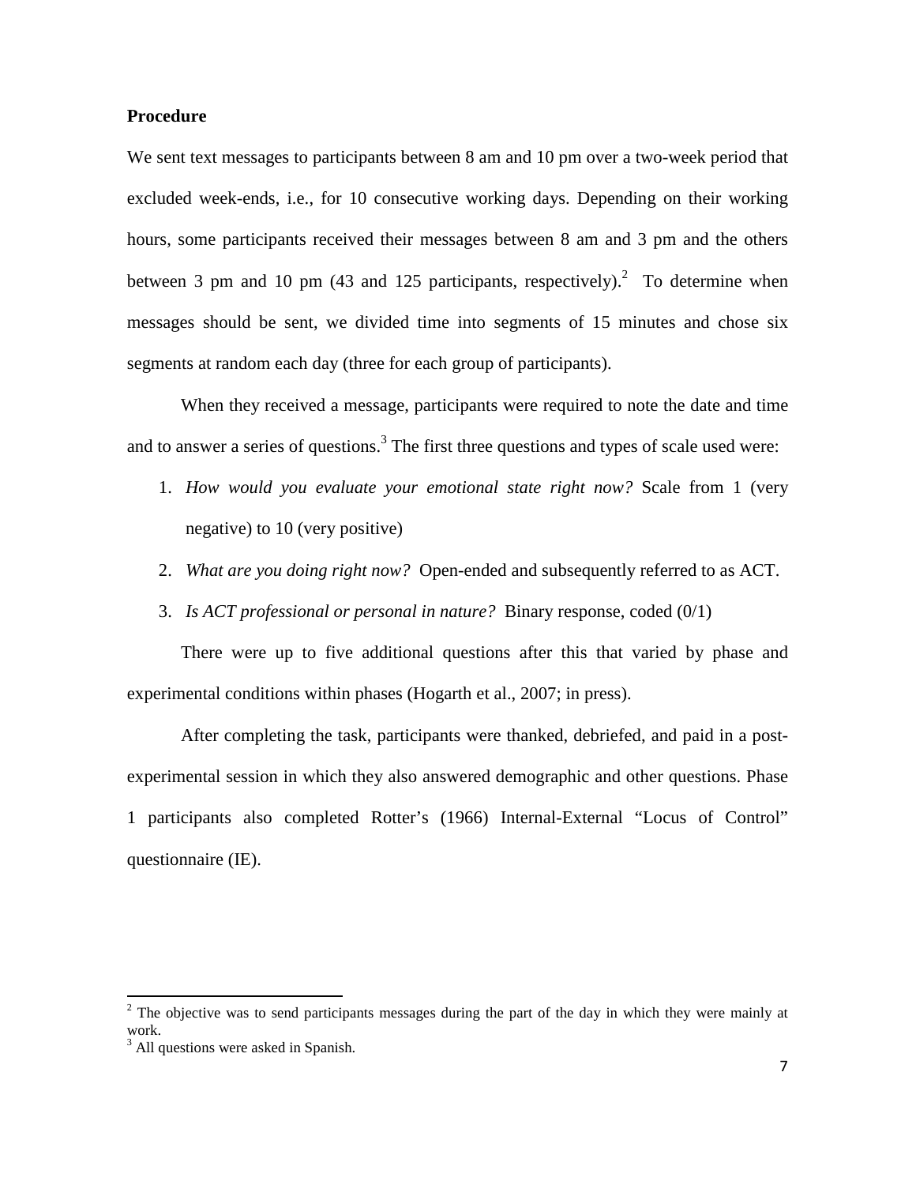## Procedure

We sent text messages to participants between 8 am and 10 pm over a two-week period that excluded week-ends, i.e., for 10 consecutive working days. Depending on their working hours, some participants received their messages between 8 am and 3 pm and the others between 3 pm and 10 pm (43 and 125 participants, respectively).[2] To determine when messages should be sent, we divided time into segments of 15 minutes and chose six segments at random each day (three for each group of participants).

When they received a message, participants were required to note the date and time and to answer a series of questions.[3] The first three questions and types of scale used were:

1. *How would you evaluate your emotional state right now?* Scale from 1 (very negative) to 10 (very positive)
2. *What are you doing right now?* Open-ended and subsequently referred to as ACT.
3. *Is ACT professional or personal in nature?* Binary response, coded (0/1)

There were up to five additional questions after this that varied by phase and experimental conditions within phases (Hogarth et al., 2007; in press).

After completing the task, participants were thanked, debriefed, and paid in a post-experimental session in which they also answered demographic and other questions. Phase 1 participants also completed Rotter's (1966) Internal-External "Locus of Control" questionnaire (IE).

---

[2] The objective was to send participants messages during the part of the day in which they were mainly at work.

[3] All questions were asked in Spanish.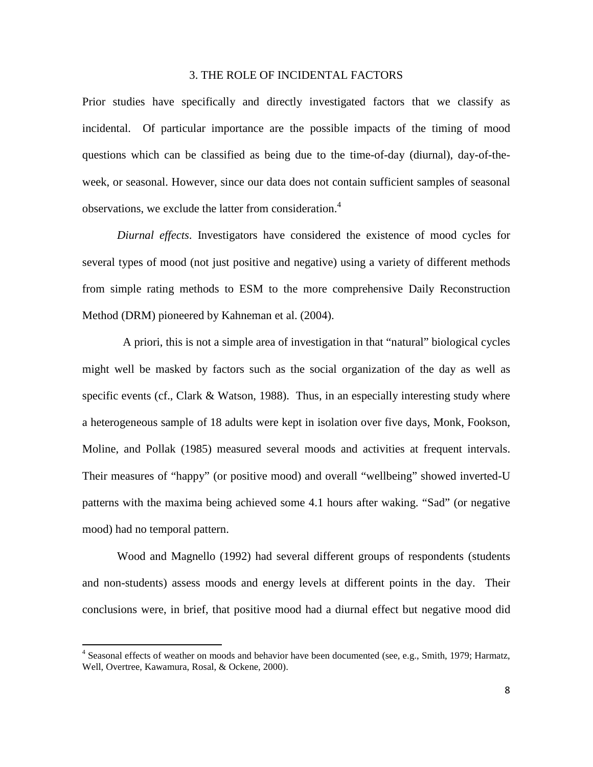## 3. THE ROLE OF INCIDENTAL FACTORS

Prior studies have specifically and directly investigated factors that we classify as incidental. Of particular importance are the possible impacts of the timing of mood questions which can be classified as being due to the time-of-day (diurnal), day-of-the-week, or seasonal. However, since our data does not contain sufficient samples of seasonal observations, we exclude the latter from consideration.[4]

*Diurnal effects*. Investigators have considered the existence of mood cycles for several types of mood (not just positive and negative) using a variety of different methods from simple rating methods to ESM to the more comprehensive Daily Reconstruction Method (DRM) pioneered by Kahneman et al. (2004).

A priori, this is not a simple area of investigation in that "natural" biological cycles might well be masked by factors such as the social organization of the day as well as specific events (cf., Clark & Watson, 1988). Thus, in an especially interesting study where a heterogeneous sample of 18 adults were kept in isolation over five days, Monk, Fookson, Moline, and Pollak (1985) measured several moods and activities at frequent intervals. Their measures of "happy" (or positive mood) and overall "wellbeing" showed inverted-U patterns with the maxima being achieved some 4.1 hours after waking. "Sad" (or negative mood) had no temporal pattern.

Wood and Magnello (1992) had several different groups of respondents (students and non-students) assess moods and energy levels at different points in the day. Their conclusions were, in brief, that positive mood had a diurnal effect but negative mood did

[4] Seasonal effects of weather on moods and behavior have been documented (see, e.g., Smith, 1979; Harmatz, Well, Overtree, Kawamura, Rosal, & Ockene, 2000).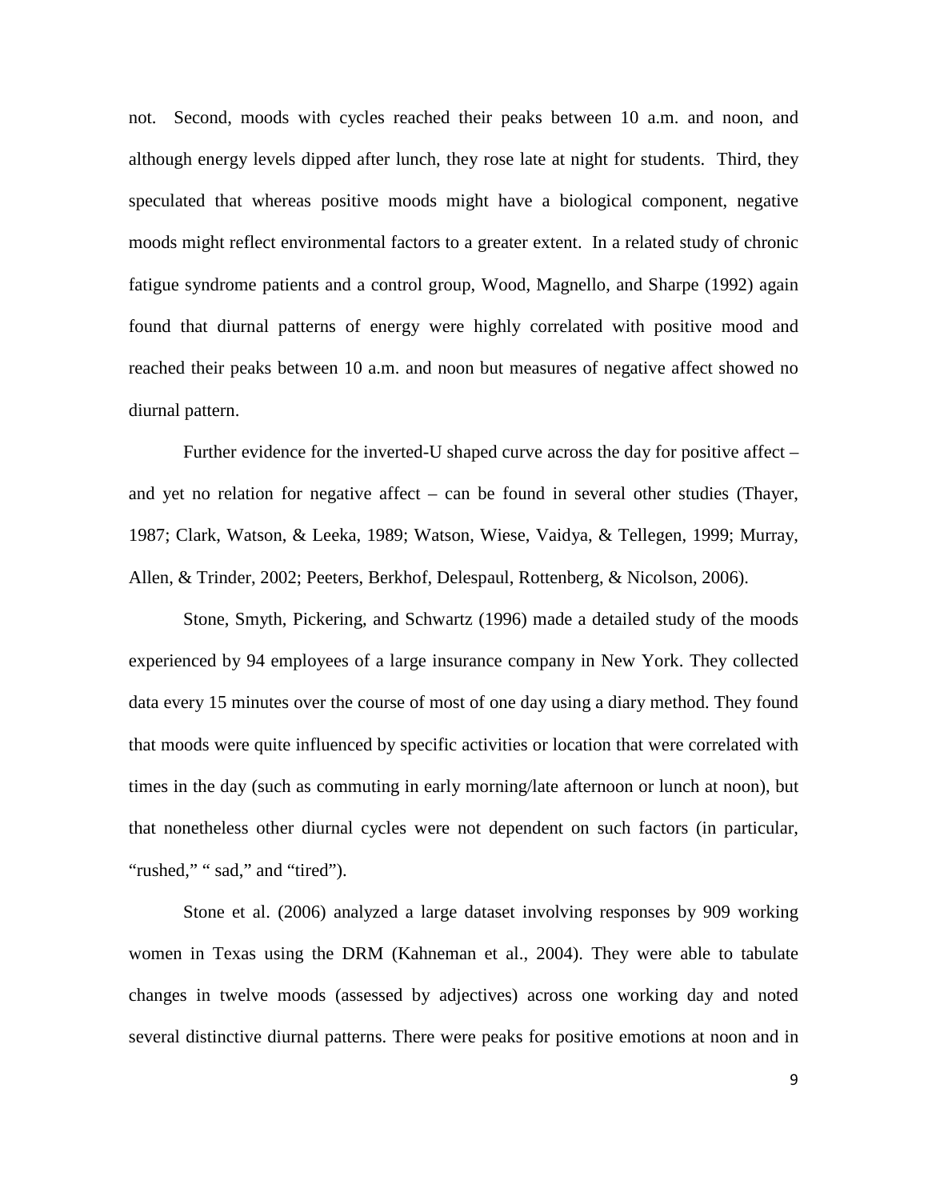not. Second, moods with cycles reached their peaks between 10 a.m. and noon, and although energy levels dipped after lunch, they rose late at night for students. Third, they speculated that whereas positive moods might have a biological component, negative moods might reflect environmental factors to a greater extent. In a related study of chronic fatigue syndrome patients and a control group, Wood, Magnello, and Sharpe (1992) again found that diurnal patterns of energy were highly correlated with positive mood and reached their peaks between 10 a.m. and noon but measures of negative affect showed no diurnal pattern.

Further evidence for the inverted-U shaped curve across the day for positive affect – and yet no relation for negative affect – can be found in several other studies (Thayer, 1987; Clark, Watson, & Leeka, 1989; Watson, Wiese, Vaidya, & Tellegen, 1999; Murray, Allen, & Trinder, 2002; Peeters, Berkhof, Delespaul, Rottenberg, & Nicolson, 2006).

Stone, Smyth, Pickering, and Schwartz (1996) made a detailed study of the moods experienced by 94 employees of a large insurance company in New York. They collected data every 15 minutes over the course of most of one day using a diary method. They found that moods were quite influenced by specific activities or location that were correlated with times in the day (such as commuting in early morning/late afternoon or lunch at noon), but that nonetheless other diurnal cycles were not dependent on such factors (in particular, "rushed," " sad," and "tired").

Stone et al. (2006) analyzed a large dataset involving responses by 909 working women in Texas using the DRM (Kahneman et al., 2004). They were able to tabulate changes in twelve moods (assessed by adjectives) across one working day and noted several distinctive diurnal patterns. There were peaks for positive emotions at noon and in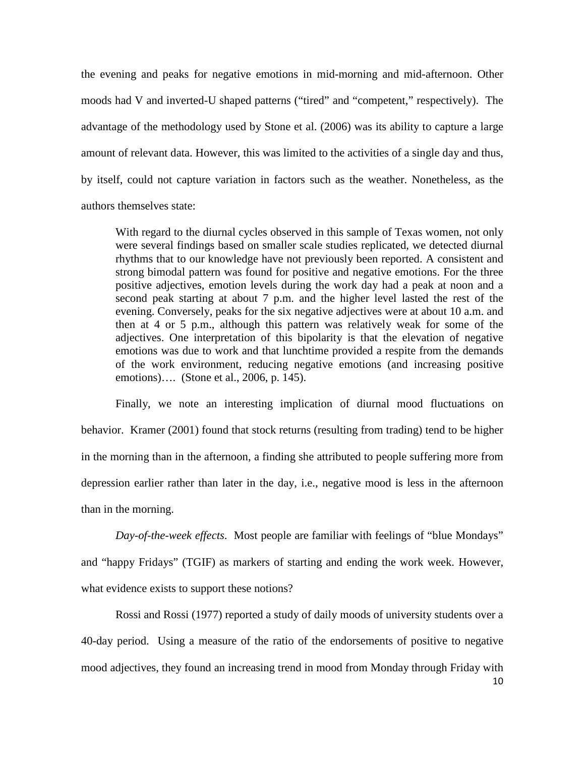the evening and peaks for negative emotions in mid-morning and mid-afternoon. Other moods had V and inverted-U shaped patterns ("tired" and "competent," respectively). The advantage of the methodology used by Stone et al. (2006) was its ability to capture a large amount of relevant data. However, this was limited to the activities of a single day and thus, by itself, could not capture variation in factors such as the weather. Nonetheless, as the authors themselves state:

> With regard to the diurnal cycles observed in this sample of Texas women, not only were several findings based on smaller scale studies replicated, we detected diurnal rhythms that to our knowledge have not previously been reported. A consistent and strong bimodal pattern was found for positive and negative emotions. For the three positive adjectives, emotion levels during the work day had a peak at noon and a second peak starting at about 7 p.m. and the higher level lasted the rest of the evening. Conversely, peaks for the six negative adjectives were at about 10 a.m. and then at 4 or 5 p.m., although this pattern was relatively weak for some of the adjectives. One interpretation of this bipolarity is that the elevation of negative emotions was due to work and that lunchtime provided a respite from the demands of the work environment, reducing negative emotions (and increasing positive emotions)…. (Stone et al., 2006, p. 145).

Finally, we note an interesting implication of diurnal mood fluctuations on behavior. Kramer (2001) found that stock returns (resulting from trading) tend to be higher in the morning than in the afternoon, a finding she attributed to people suffering more from depression earlier rather than later in the day, i.e., negative mood is less in the afternoon than in the morning.

*Day-of-the-week effects*. Most people are familiar with feelings of "blue Mondays" and "happy Fridays" (TGIF) as markers of starting and ending the work week. However, what evidence exists to support these notions?

Rossi and Rossi (1977) reported a study of daily moods of university students over a 40-day period. Using a measure of the ratio of the endorsements of positive to negative mood adjectives, they found an increasing trend in mood from Monday through Friday with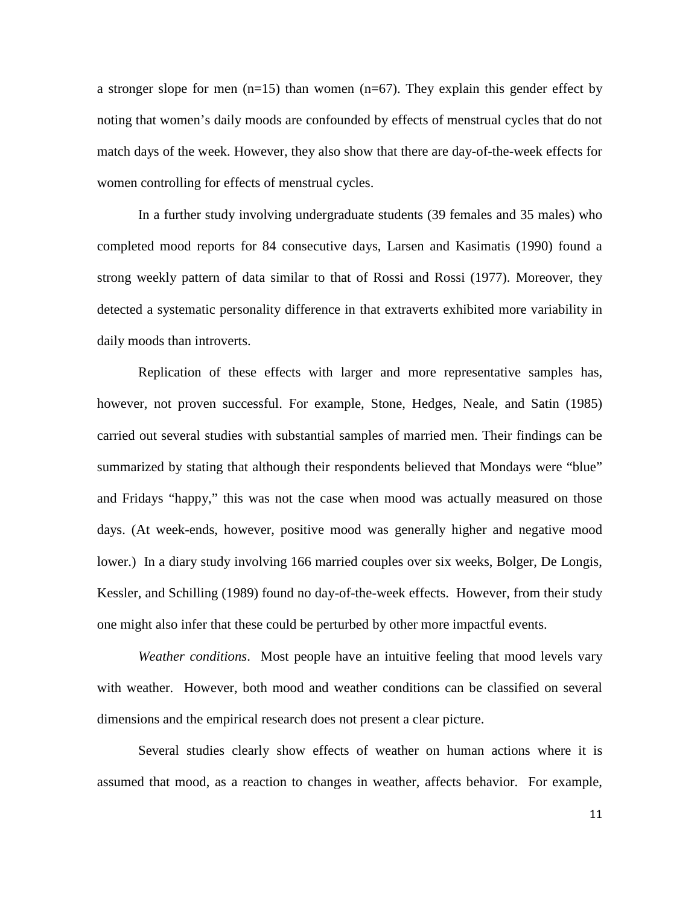a stronger slope for men (n=15) than women (n=67). They explain this gender effect by noting that women's daily moods are confounded by effects of menstrual cycles that do not match days of the week. However, they also show that there are day-of-the-week effects for women controlling for effects of menstrual cycles.

In a further study involving undergraduate students (39 females and 35 males) who completed mood reports for 84 consecutive days, Larsen and Kasimatis (1990) found a strong weekly pattern of data similar to that of Rossi and Rossi (1977). Moreover, they detected a systematic personality difference in that extraverts exhibited more variability in daily moods than introverts.

Replication of these effects with larger and more representative samples has, however, not proven successful. For example, Stone, Hedges, Neale, and Satin (1985) carried out several studies with substantial samples of married men. Their findings can be summarized by stating that although their respondents believed that Mondays were "blue" and Fridays "happy," this was not the case when mood was actually measured on those days. (At week-ends, however, positive mood was generally higher and negative mood lower.) In a diary study involving 166 married couples over six weeks, Bolger, De Longis, Kessler, and Schilling (1989) found no day-of-the-week effects. However, from their study one might also infer that these could be perturbed by other more impactful events.

*Weather conditions*. Most people have an intuitive feeling that mood levels vary with weather. However, both mood and weather conditions can be classified on several dimensions and the empirical research does not present a clear picture.

Several studies clearly show effects of weather on human actions where it is assumed that mood, as a reaction to changes in weather, affects behavior. For example,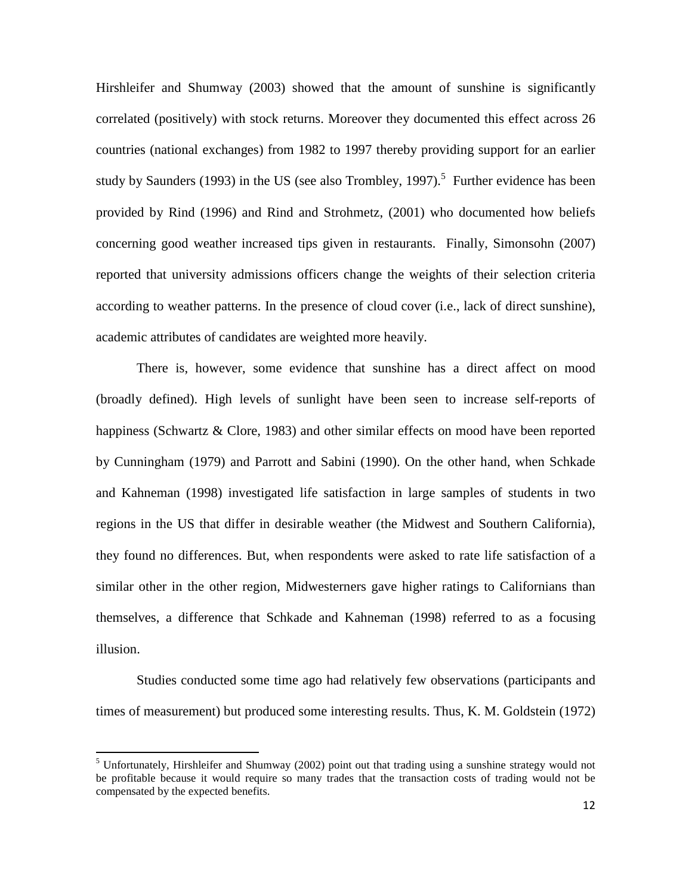Hirshleifer and Shumway (2003) showed that the amount of sunshine is significantly correlated (positively) with stock returns. Moreover they documented this effect across 26 countries (national exchanges) from 1982 to 1997 thereby providing support for an earlier study by Saunders (1993) in the US (see also Trombley, 1997).[5] Further evidence has been provided by Rind (1996) and Rind and Strohmetz, (2001) who documented how beliefs concerning good weather increased tips given in restaurants. Finally, Simonsohn (2007) reported that university admissions officers change the weights of their selection criteria according to weather patterns. In the presence of cloud cover (i.e., lack of direct sunshine), academic attributes of candidates are weighted more heavily.

There is, however, some evidence that sunshine has a direct affect on mood (broadly defined). High levels of sunlight have been seen to increase self-reports of happiness (Schwartz & Clore, 1983) and other similar effects on mood have been reported by Cunningham (1979) and Parrott and Sabini (1990). On the other hand, when Schkade and Kahneman (1998) investigated life satisfaction in large samples of students in two regions in the US that differ in desirable weather (the Midwest and Southern California), they found no differences. But, when respondents were asked to rate life satisfaction of a similar other in the other region, Midwesterners gave higher ratings to Californians than themselves, a difference that Schkade and Kahneman (1998) referred to as a focusing illusion.

Studies conducted some time ago had relatively few observations (participants and times of measurement) but produced some interesting results. Thus, K. M. Goldstein (1972)

[5] Unfortunately, Hirshleifer and Shumway (2002) point out that trading using a sunshine strategy would not be profitable because it would require so many trades that the transaction costs of trading would not be compensated by the expected benefits.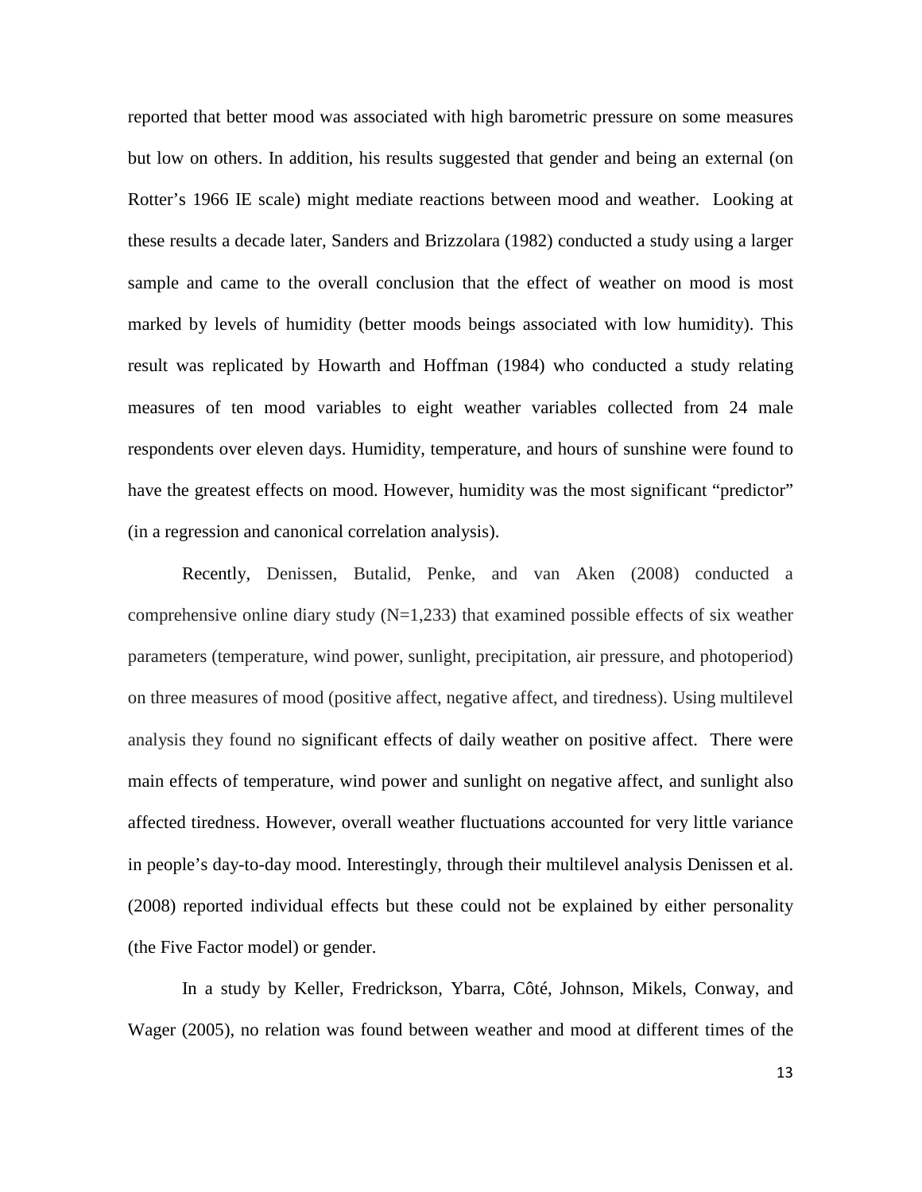reported that better mood was associated with high barometric pressure on some measures but low on others. In addition, his results suggested that gender and being an external (on Rotter's 1966 IE scale) might mediate reactions between mood and weather. Looking at these results a decade later, Sanders and Brizzolara (1982) conducted a study using a larger sample and came to the overall conclusion that the effect of weather on mood is most marked by levels of humidity (better moods beings associated with low humidity). This result was replicated by Howarth and Hoffman (1984) who conducted a study relating measures of ten mood variables to eight weather variables collected from 24 male respondents over eleven days. Humidity, temperature, and hours of sunshine were found to have the greatest effects on mood. However, humidity was the most significant "predictor" (in a regression and canonical correlation analysis).

Recently, Denissen, Butalid, Penke, and van Aken (2008) conducted a comprehensive online diary study (N=1,233) that examined possible effects of six weather parameters (temperature, wind power, sunlight, precipitation, air pressure, and photoperiod) on three measures of mood (positive affect, negative affect, and tiredness). Using multilevel analysis they found no significant effects of daily weather on positive affect. There were main effects of temperature, wind power and sunlight on negative affect, and sunlight also affected tiredness. However, overall weather fluctuations accounted for very little variance in people's day-to-day mood. Interestingly, through their multilevel analysis Denissen et al. (2008) reported individual effects but these could not be explained by either personality (the Five Factor model) or gender.

In a study by Keller, Fredrickson, Ybarra, Côté, Johnson, Mikels, Conway, and Wager (2005), no relation was found between weather and mood at different times of the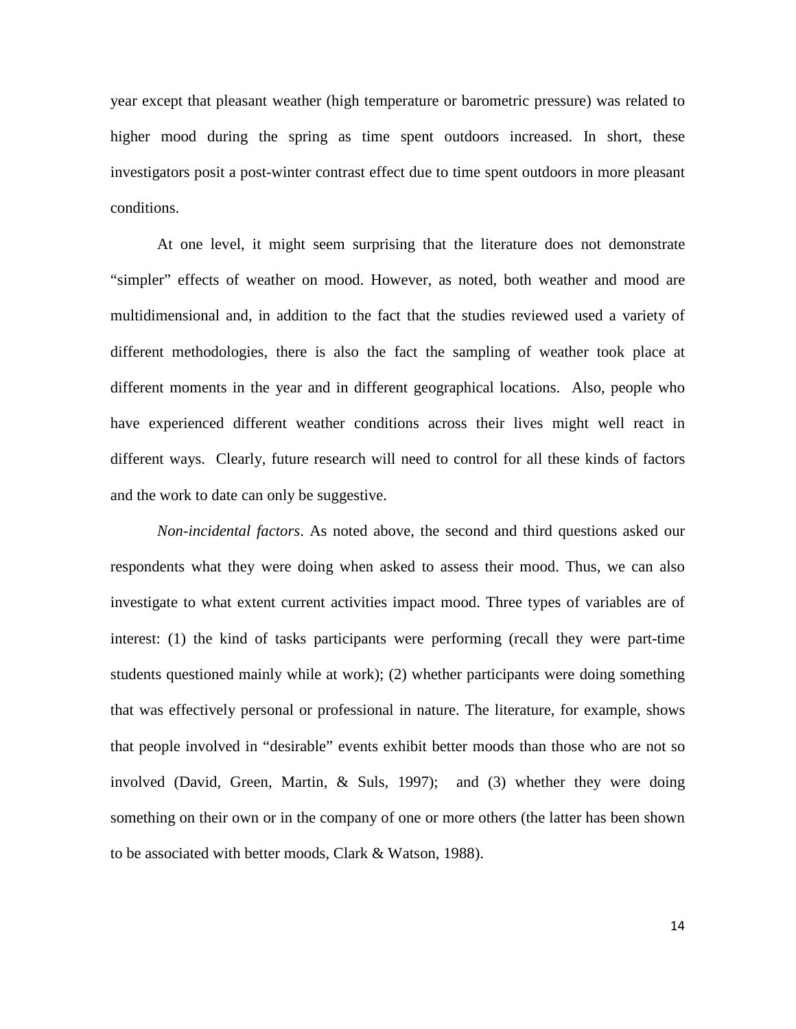year except that pleasant weather (high temperature or barometric pressure) was related to higher mood during the spring as time spent outdoors increased. In short, these investigators posit a post-winter contrast effect due to time spent outdoors in more pleasant conditions.

At one level, it might seem surprising that the literature does not demonstrate "simpler" effects of weather on mood. However, as noted, both weather and mood are multidimensional and, in addition to the fact that the studies reviewed used a variety of different methodologies, there is also the fact the sampling of weather took place at different moments in the year and in different geographical locations. Also, people who have experienced different weather conditions across their lives might well react in different ways. Clearly, future research will need to control for all these kinds of factors and the work to date can only be suggestive.

*Non-incidental factors*. As noted above, the second and third questions asked our respondents what they were doing when asked to assess their mood. Thus, we can also investigate to what extent current activities impact mood. Three types of variables are of interest: (1) the kind of tasks participants were performing (recall they were part-time students questioned mainly while at work); (2) whether participants were doing something that was effectively personal or professional in nature. The literature, for example, shows that people involved in "desirable" events exhibit better moods than those who are not so involved (David, Green, Martin, & Suls, 1997); and (3) whether they were doing something on their own or in the company of one or more others (the latter has been shown to be associated with better moods, Clark & Watson, 1988).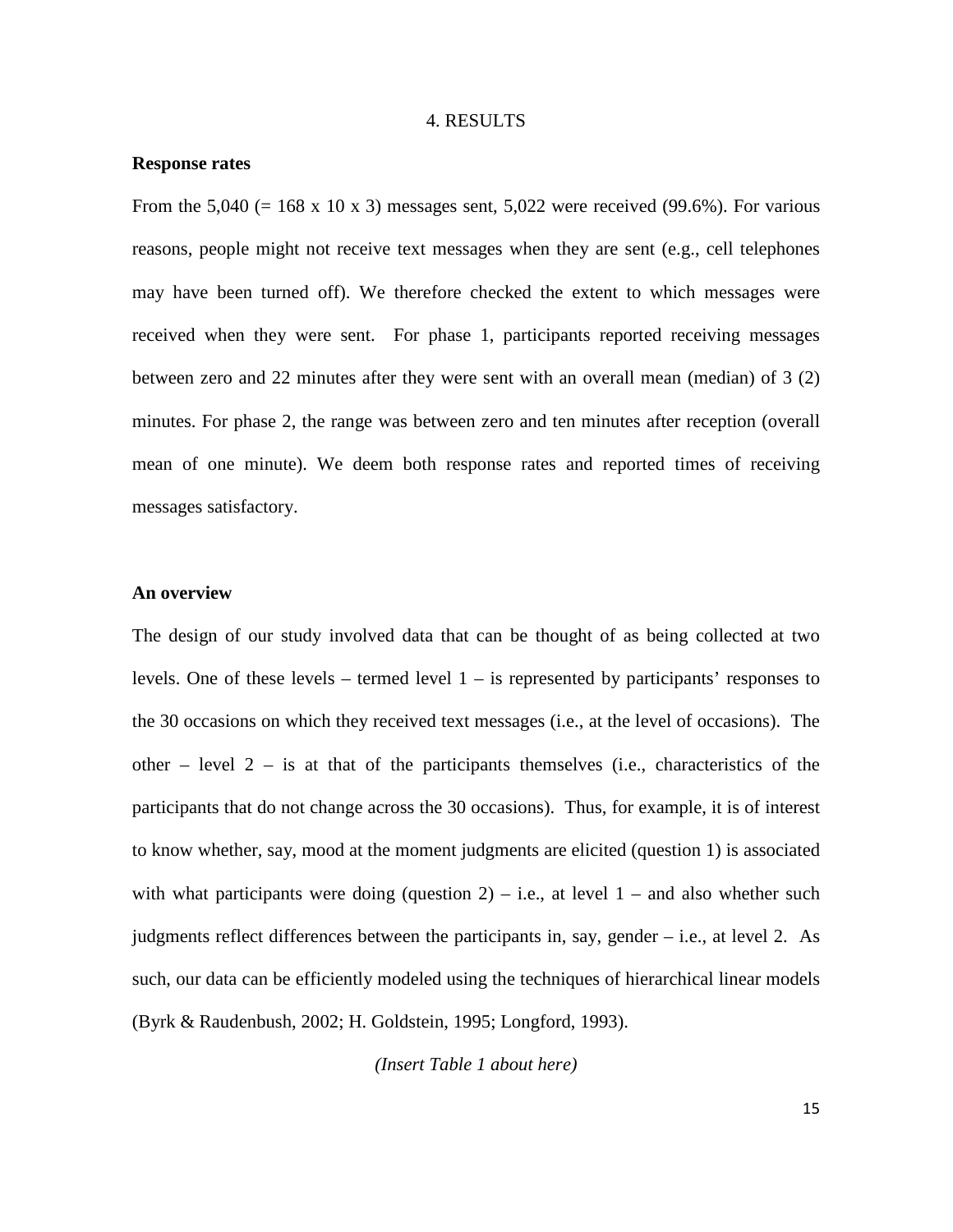# 4. RESULTS

**Response rates**

From the 5,040 (= 168 x 10 x 3) messages sent, 5,022 were received (99.6%). For various reasons, people might not receive text messages when they are sent (e.g., cell telephones may have been turned off). We therefore checked the extent to which messages were received when they were sent. For phase 1, participants reported receiving messages between zero and 22 minutes after they were sent with an overall mean (median) of 3 (2) minutes. For phase 2, the range was between zero and ten minutes after reception (overall mean of one minute). We deem both response rates and reported times of receiving messages satisfactory.

**An overview**

The design of our study involved data that can be thought of as being collected at two levels. One of these levels – termed level 1 – is represented by participants' responses to the 30 occasions on which they received text messages (i.e., at the level of occasions). The other – level 2 – is at that of the participants themselves (i.e., characteristics of the participants that do not change across the 30 occasions). Thus, for example, it is of interest to know whether, say, mood at the moment judgments are elicited (question 1) is associated with what participants were doing (question 2) – i.e., at level 1 – and also whether such judgments reflect differences between the participants in, say, gender – i.e., at level 2. As such, our data can be efficiently modeled using the techniques of hierarchical linear models (Byrk & Raudenbush, 2002; H. Goldstein, 1995; Longford, 1993).

*(Insert Table 1 about here)*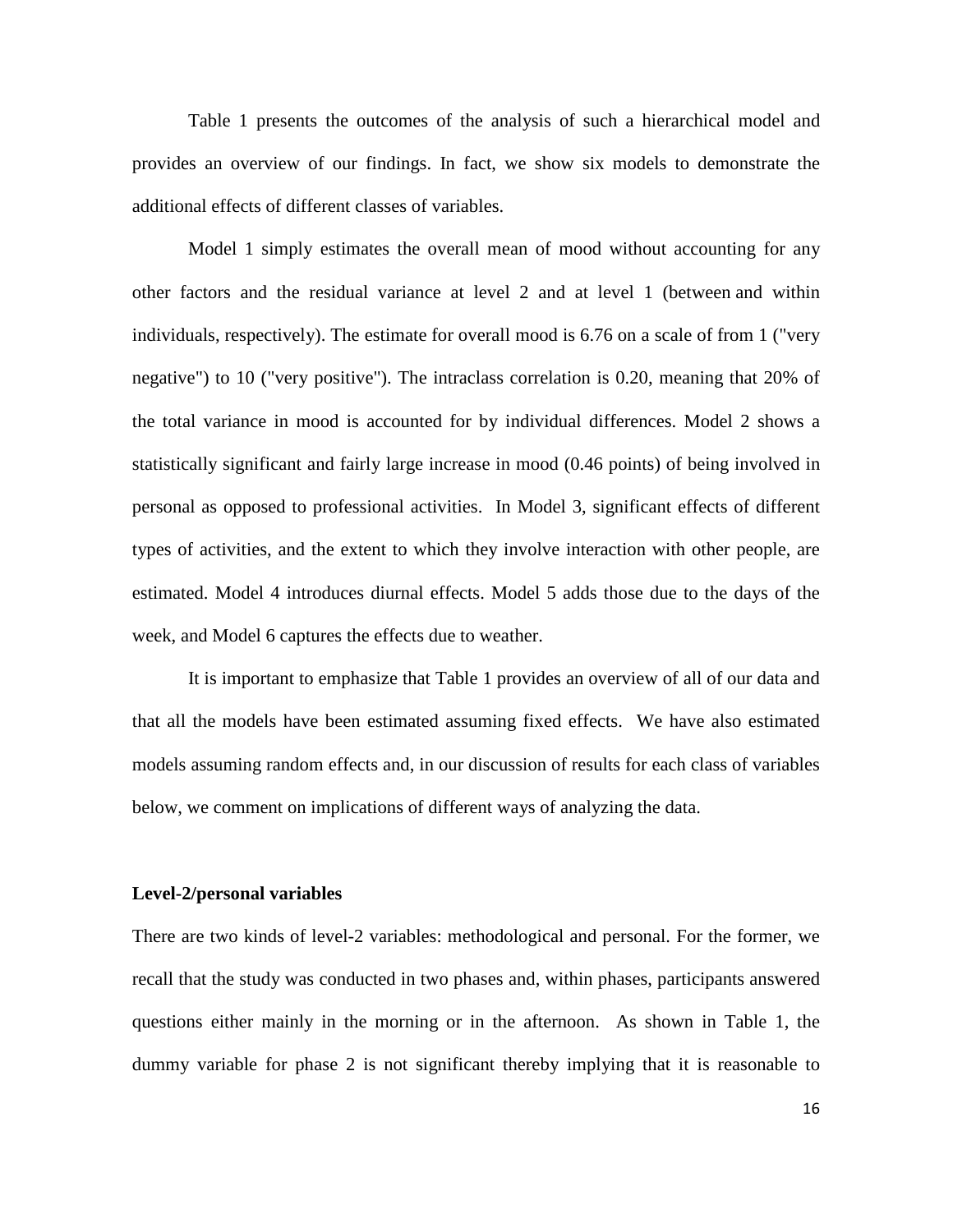Table 1 presents the outcomes of the analysis of such a hierarchical model and provides an overview of our findings. In fact, we show six models to demonstrate the additional effects of different classes of variables.

Model 1 simply estimates the overall mean of mood without accounting for any other factors and the residual variance at level 2 and at level 1 (between and within individuals, respectively). The estimate for overall mood is 6.76 on a scale of from 1 ("very negative") to 10 ("very positive"). The intraclass correlation is 0.20, meaning that 20% of the total variance in mood is accounted for by individual differences. Model 2 shows a statistically significant and fairly large increase in mood (0.46 points) of being involved in personal as opposed to professional activities. In Model 3, significant effects of different types of activities, and the extent to which they involve interaction with other people, are estimated. Model 4 introduces diurnal effects. Model 5 adds those due to the days of the week, and Model 6 captures the effects due to weather.

It is important to emphasize that Table 1 provides an overview of all of our data and that all the models have been estimated assuming fixed effects. We have also estimated models assuming random effects and, in our discussion of results for each class of variables below, we comment on implications of different ways of analyzing the data.

**Level-2/personal variables**

There are two kinds of level-2 variables: methodological and personal. For the former, we recall that the study was conducted in two phases and, within phases, participants answered questions either mainly in the morning or in the afternoon. As shown in Table 1, the dummy variable for phase 2 is not significant thereby implying that it is reasonable to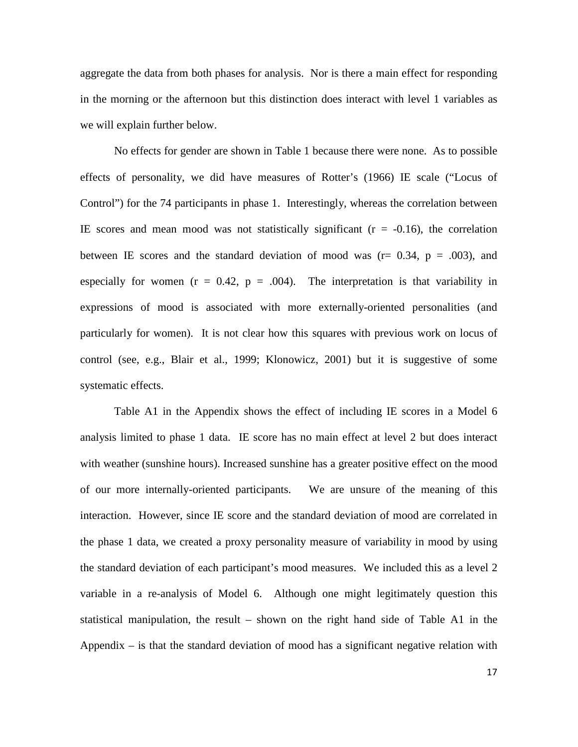aggregate the data from both phases for analysis. Nor is there a main effect for responding in the morning or the afternoon but this distinction does interact with level 1 variables as we will explain further below.

No effects for gender are shown in Table 1 because there were none. As to possible effects of personality, we did have measures of Rotter's (1966) IE scale ("Locus of Control") for the 74 participants in phase 1. Interestingly, whereas the correlation between IE scores and mean mood was not statistically significant ($r = -0.16$), the correlation between IE scores and the standard deviation of mood was ($r = 0.34$, $p = .003$), and especially for women ($r = 0.42$, $p = .004$). The interpretation is that variability in expressions of mood is associated with more externally-oriented personalities (and particularly for women). It is not clear how this squares with previous work on locus of control (see, e.g., Blair et al., 1999; Klonowicz, 2001) but it is suggestive of some systematic effects.

Table A1 in the Appendix shows the effect of including IE scores in a Model 6 analysis limited to phase 1 data. IE score has no main effect at level 2 but does interact with weather (sunshine hours). Increased sunshine has a greater positive effect on the mood of our more internally-oriented participants. We are unsure of the meaning of this interaction. However, since IE score and the standard deviation of mood are correlated in the phase 1 data, we created a proxy personality measure of variability in mood by using the standard deviation of each participant's mood measures. We included this as a level 2 variable in a re-analysis of Model 6. Although one might legitimately question this statistical manipulation, the result – shown on the right hand side of Table A1 in the Appendix – is that the standard deviation of mood has a significant negative relation with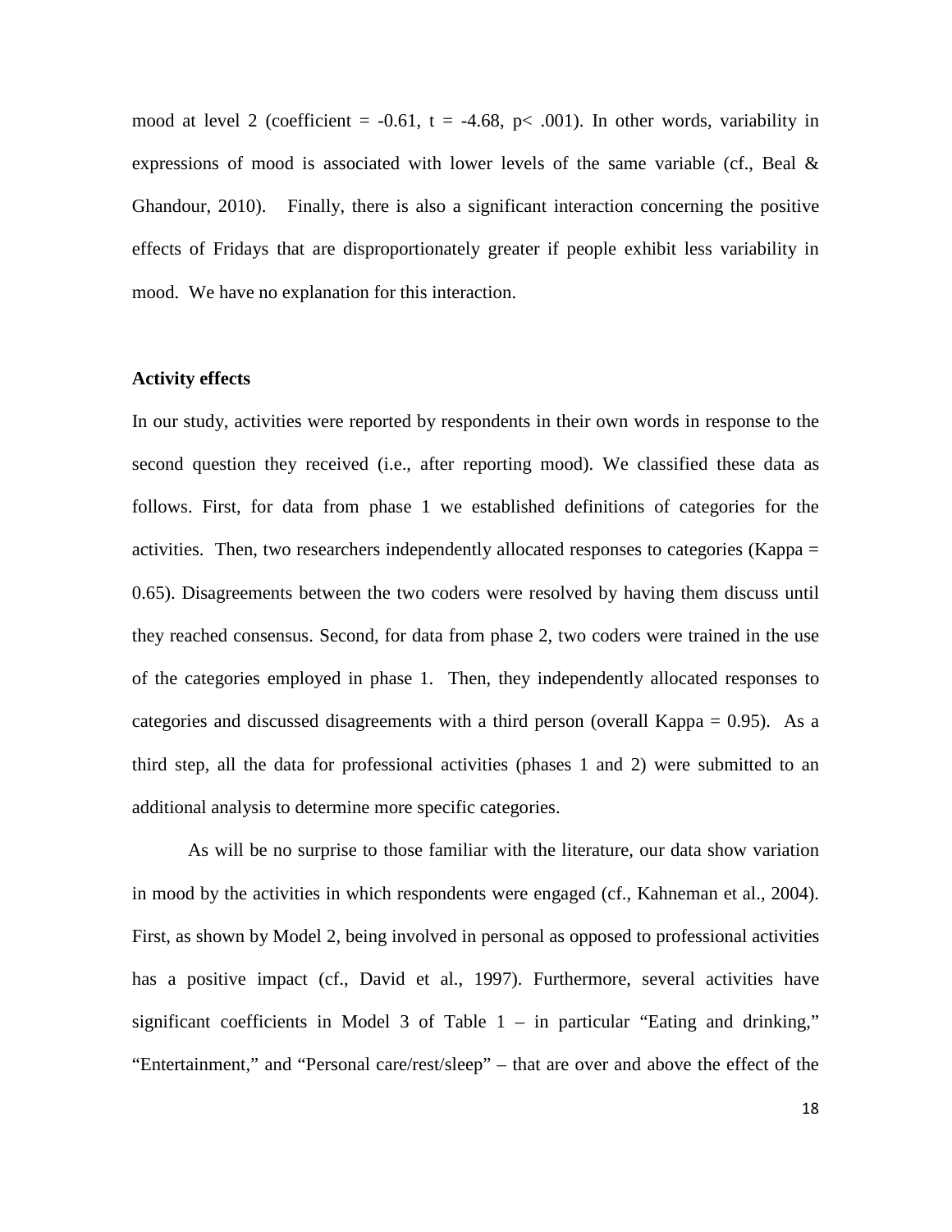mood at level 2 (coefficient = -0.61, t = -4.68, p< .001). In other words, variability in expressions of mood is associated with lower levels of the same variable (cf., Beal & Ghandour, 2010). Finally, there is also a significant interaction concerning the positive effects of Fridays that are disproportionately greater if people exhibit less variability in mood. We have no explanation for this interaction.

**Activity effects**

In our study, activities were reported by respondents in their own words in response to the second question they received (i.e., after reporting mood). We classified these data as follows. First, for data from phase 1 we established definitions of categories for the activities. Then, two researchers independently allocated responses to categories (Kappa = 0.65). Disagreements between the two coders were resolved by having them discuss until they reached consensus. Second, for data from phase 2, two coders were trained in the use of the categories employed in phase 1. Then, they independently allocated responses to categories and discussed disagreements with a third person (overall Kappa = 0.95). As a third step, all the data for professional activities (phases 1 and 2) were submitted to an additional analysis to determine more specific categories.

As will be no surprise to those familiar with the literature, our data show variation in mood by the activities in which respondents were engaged (cf., Kahneman et al., 2004). First, as shown by Model 2, being involved in personal as opposed to professional activities has a positive impact (cf., David et al., 1997). Furthermore, several activities have significant coefficients in Model 3 of Table 1 – in particular "Eating and drinking," "Entertainment," and "Personal care/rest/sleep" – that are over and above the effect of the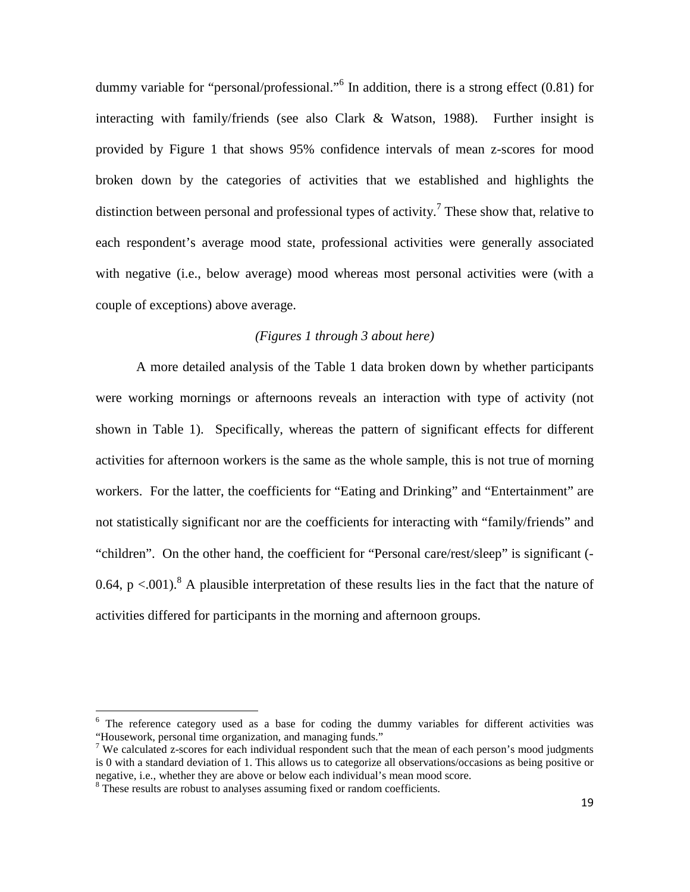dummy variable for "personal/professional."[6] In addition, there is a strong effect (0.81) for interacting with family/friends (see also Clark & Watson, 1988). Further insight is provided by Figure 1 that shows 95% confidence intervals of mean z-scores for mood broken down by the categories of activities that we established and highlights the distinction between personal and professional types of activity.[7] These show that, relative to each respondent's average mood state, professional activities were generally associated with negative (i.e., below average) mood whereas most personal activities were (with a couple of exceptions) above average.

*(Figures 1 through 3 about here)*

A more detailed analysis of the Table 1 data broken down by whether participants were working mornings or afternoons reveals an interaction with type of activity (not shown in Table 1). Specifically, whereas the pattern of significant effects for different activities for afternoon workers is the same as the whole sample, this is not true of morning workers. For the latter, the coefficients for "Eating and Drinking" and "Entertainment" are not statistically significant nor are the coefficients for interacting with "family/friends" and "children". On the other hand, the coefficient for "Personal care/rest/sleep" is significant (-0.64, $p < .001$).[8] A plausible interpretation of these results lies in the fact that the nature of activities differed for participants in the morning and afternoon groups.

---

[6] The reference category used as a base for coding the dummy variables for different activities was "Housework, personal time organization, and managing funds."

[7] We calculated z-scores for each individual respondent such that the mean of each person's mood judgments is 0 with a standard deviation of 1. This allows us to categorize all observations/occasions as being positive or negative, i.e., whether they are above or below each individual's mean mood score.

[8] These results are robust to analyses assuming fixed or random coefficients.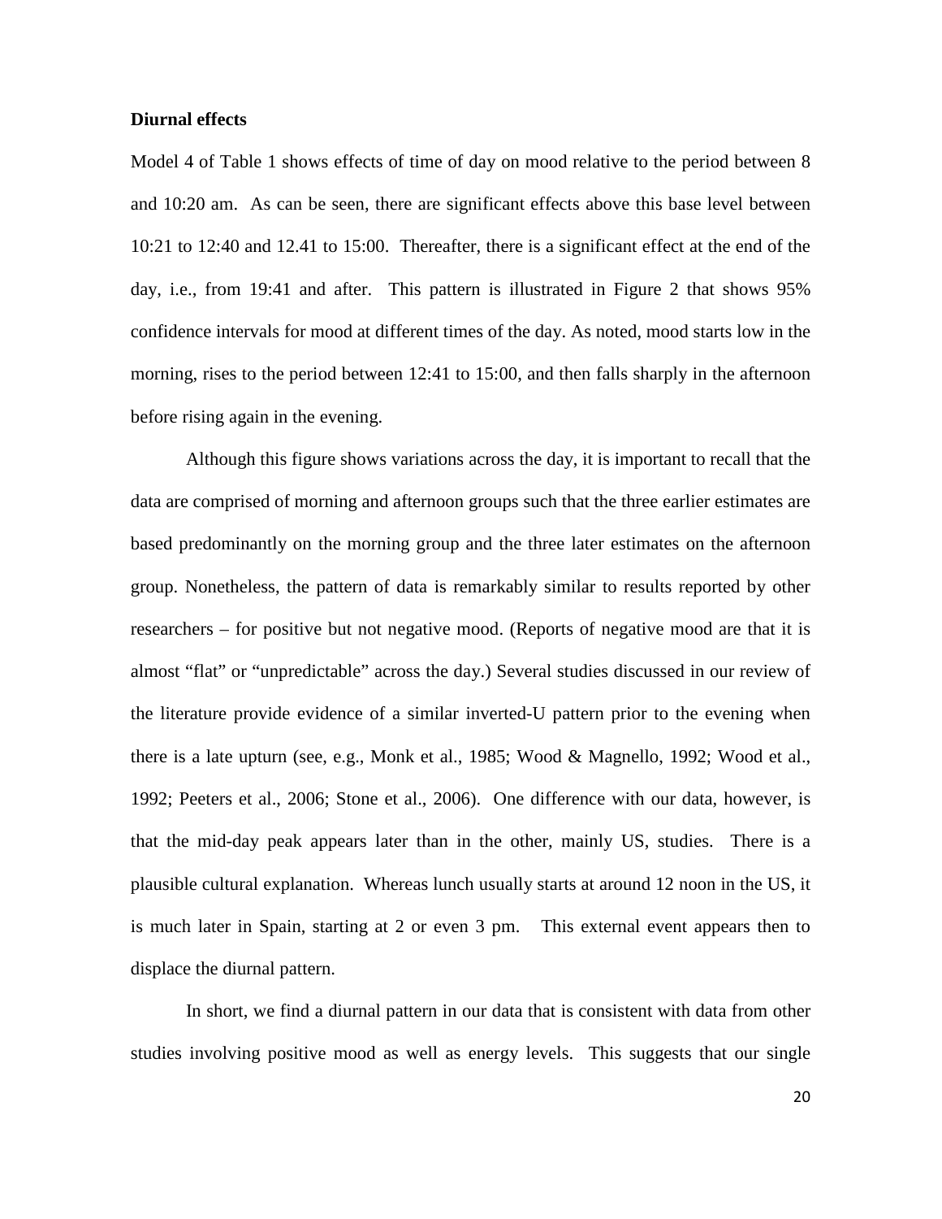**Diurnal effects**

Model 4 of Table 1 shows effects of time of day on mood relative to the period between 8 and 10:20 am. As can be seen, there are significant effects above this base level between 10:21 to 12:40 and 12.41 to 15:00. Thereafter, there is a significant effect at the end of the day, i.e., from 19:41 and after. This pattern is illustrated in Figure 2 that shows 95% confidence intervals for mood at different times of the day. As noted, mood starts low in the morning, rises to the period between 12:41 to 15:00, and then falls sharply in the afternoon before rising again in the evening.

Although this figure shows variations across the day, it is important to recall that the data are comprised of morning and afternoon groups such that the three earlier estimates are based predominantly on the morning group and the three later estimates on the afternoon group. Nonetheless, the pattern of data is remarkably similar to results reported by other researchers – for positive but not negative mood. (Reports of negative mood are that it is almost "flat" or "unpredictable" across the day.) Several studies discussed in our review of the literature provide evidence of a similar inverted-U pattern prior to the evening when there is a late upturn (see, e.g., Monk et al., 1985; Wood & Magnello, 1992; Wood et al., 1992; Peeters et al., 2006; Stone et al., 2006). One difference with our data, however, is that the mid-day peak appears later than in the other, mainly US, studies. There is a plausible cultural explanation. Whereas lunch usually starts at around 12 noon in the US, it is much later in Spain, starting at 2 or even 3 pm. This external event appears then to displace the diurnal pattern.

In short, we find a diurnal pattern in our data that is consistent with data from other studies involving positive mood as well as energy levels. This suggests that our single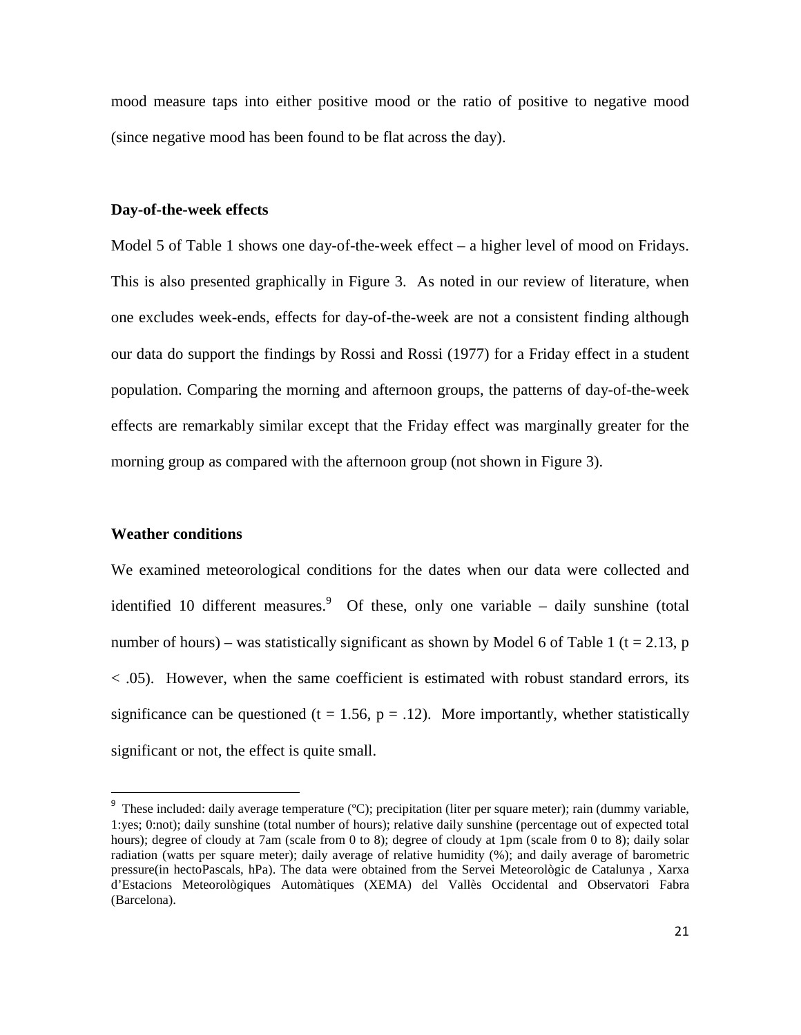mood measure taps into either positive mood or the ratio of positive to negative mood (since negative mood has been found to be flat across the day).

**Day-of-the-week effects**

Model 5 of Table 1 shows one day-of-the-week effect – a higher level of mood on Fridays. This is also presented graphically in Figure 3. As noted in our review of literature, when one excludes week-ends, effects for day-of-the-week are not a consistent finding although our data do support the findings by Rossi and Rossi (1977) for a Friday effect in a student population. Comparing the morning and afternoon groups, the patterns of day-of-the-week effects are remarkably similar except that the Friday effect was marginally greater for the morning group as compared with the afternoon group (not shown in Figure 3).

**Weather conditions**

We examined meteorological conditions for the dates when our data were collected and identified 10 different measures.[9] Of these, only one variable – daily sunshine (total number of hours) – was statistically significant as shown by Model 6 of Table 1 ($t = 2.13$, $p < .05$). However, when the same coefficient is estimated with robust standard errors, its significance can be questioned ($t = 1.56$, $p = .12$). More importantly, whether statistically significant or not, the effect is quite small.

[9] These included: daily average temperature (ºC); precipitation (liter per square meter); rain (dummy variable, 1:yes; 0:not); daily sunshine (total number of hours); relative daily sunshine (percentage out of expected total hours); degree of cloudy at 7am (scale from 0 to 8); degree of cloudy at 1pm (scale from 0 to 8); daily solar radiation (watts per square meter); daily average of relative humidity (%); and daily average of barometric pressure(in hectoPascals, hPa). The data were obtained from the Servei Meteorològic de Catalunya , Xarxa d'Estacions Meteorològiques Automàtiques (XEMA) del Vallès Occidental and Observatori Fabra (Barcelona).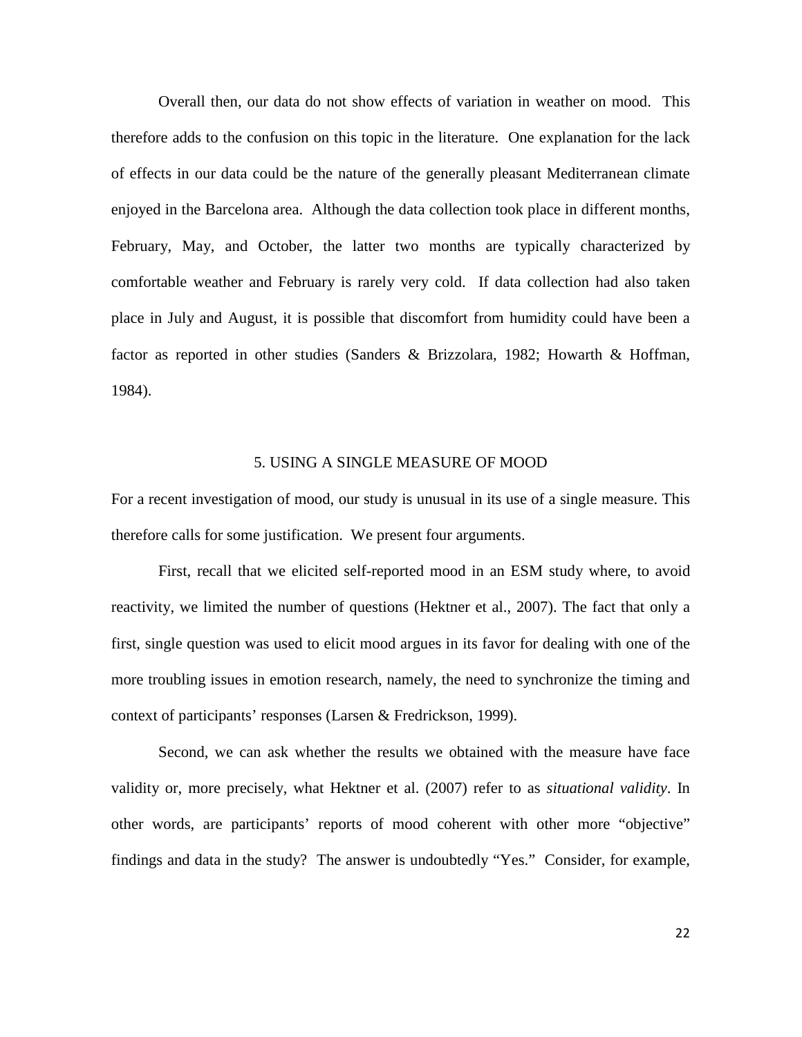Overall then, our data do not show effects of variation in weather on mood. This therefore adds to the confusion on this topic in the literature. One explanation for the lack of effects in our data could be the nature of the generally pleasant Mediterranean climate enjoyed in the Barcelona area. Although the data collection took place in different months, February, May, and October, the latter two months are typically characterized by comfortable weather and February is rarely very cold. If data collection had also taken place in July and August, it is possible that discomfort from humidity could have been a factor as reported in other studies (Sanders & Brizzolara, 1982; Howarth & Hoffman, 1984).

## 5. USING A SINGLE MEASURE OF MOOD

For a recent investigation of mood, our study is unusual in its use of a single measure. This therefore calls for some justification. We present four arguments.

First, recall that we elicited self-reported mood in an ESM study where, to avoid reactivity, we limited the number of questions (Hektner et al., 2007). The fact that only a first, single question was used to elicit mood argues in its favor for dealing with one of the more troubling issues in emotion research, namely, the need to synchronize the timing and context of participants' responses (Larsen & Fredrickson, 1999).

Second, we can ask whether the results we obtained with the measure have face validity or, more precisely, what Hektner et al. (2007) refer to as *situational validity*. In other words, are participants' reports of mood coherent with other more "objective" findings and data in the study? The answer is undoubtedly "Yes." Consider, for example,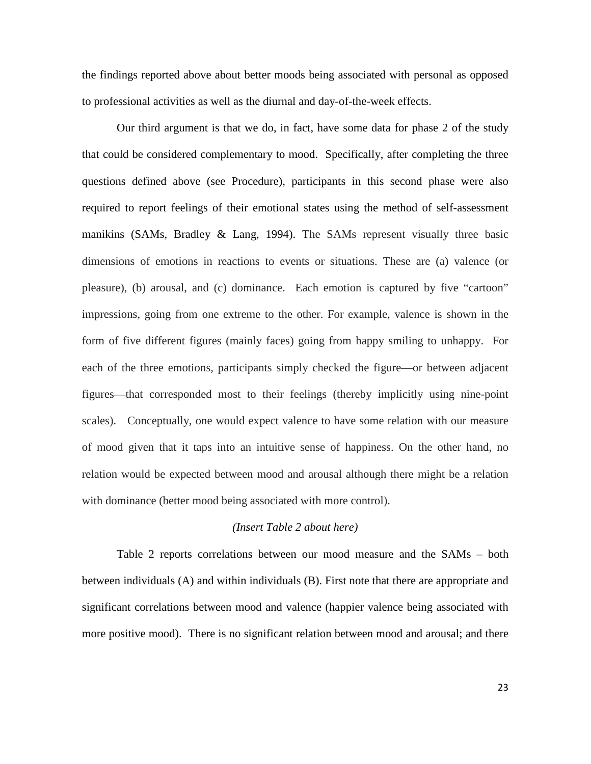the findings reported above about better moods being associated with personal as opposed to professional activities as well as the diurnal and day-of-the-week effects.

Our third argument is that we do, in fact, have some data for phase 2 of the study that could be considered complementary to mood. Specifically, after completing the three questions defined above (see Procedure), participants in this second phase were also required to report feelings of their emotional states using the method of self-assessment manikins (SAMs, Bradley & Lang, 1994). The SAMs represent visually three basic dimensions of emotions in reactions to events or situations. These are (a) valence (or pleasure), (b) arousal, and (c) dominance. Each emotion is captured by five "cartoon" impressions, going from one extreme to the other. For example, valence is shown in the form of five different figures (mainly faces) going from happy smiling to unhappy. For each of the three emotions, participants simply checked the figure—or between adjacent figures—that corresponded most to their feelings (thereby implicitly using nine-point scales). Conceptually, one would expect valence to have some relation with our measure of mood given that it taps into an intuitive sense of happiness. On the other hand, no relation would be expected between mood and arousal although there might be a relation with dominance (better mood being associated with more control).

*(Insert Table 2 about here)*

Table 2 reports correlations between our mood measure and the SAMs – both between individuals (A) and within individuals (B). First note that there are appropriate and significant correlations between mood and valence (happier valence being associated with more positive mood). There is no significant relation between mood and arousal; and there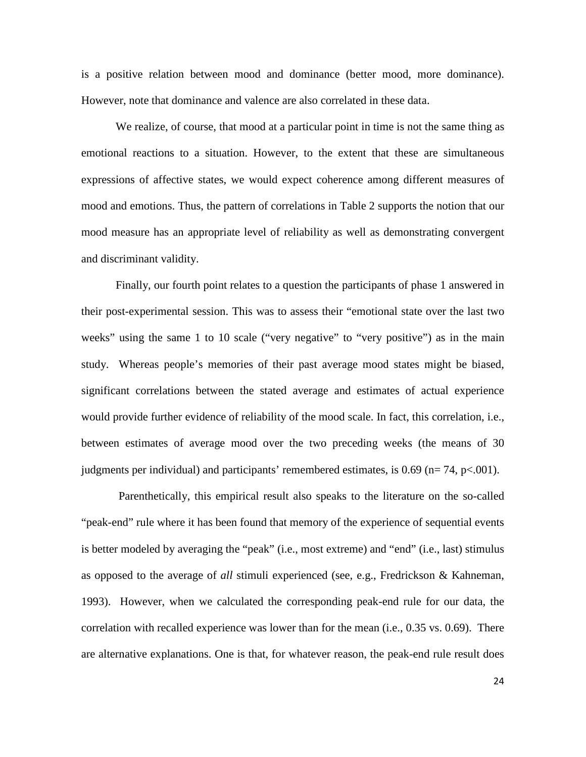is a positive relation between mood and dominance (better mood, more dominance). However, note that dominance and valence are also correlated in these data.

We realize, of course, that mood at a particular point in time is not the same thing as emotional reactions to a situation. However, to the extent that these are simultaneous expressions of affective states, we would expect coherence among different measures of mood and emotions. Thus, the pattern of correlations in Table 2 supports the notion that our mood measure has an appropriate level of reliability as well as demonstrating convergent and discriminant validity.

Finally, our fourth point relates to a question the participants of phase 1 answered in their post-experimental session. This was to assess their "emotional state over the last two weeks" using the same 1 to 10 scale ("very negative" to "very positive") as in the main study. Whereas people's memories of their past average mood states might be biased, significant correlations between the stated average and estimates of actual experience would provide further evidence of reliability of the mood scale. In fact, this correlation, i.e., between estimates of average mood over the two preceding weeks (the means of 30 judgments per individual) and participants' remembered estimates, is 0.69 ($n = 74$, $p < .001$).

Parenthetically, this empirical result also speaks to the literature on the so-called "peak-end" rule where it has been found that memory of the experience of sequential events is better modeled by averaging the "peak" (i.e., most extreme) and "end" (i.e., last) stimulus as opposed to the average of *all* stimuli experienced (see, e.g., Fredrickson & Kahneman, 1993). However, when we calculated the corresponding peak-end rule for our data, the correlation with recalled experience was lower than for the mean (i.e., 0.35 vs. 0.69). There are alternative explanations. One is that, for whatever reason, the peak-end rule result does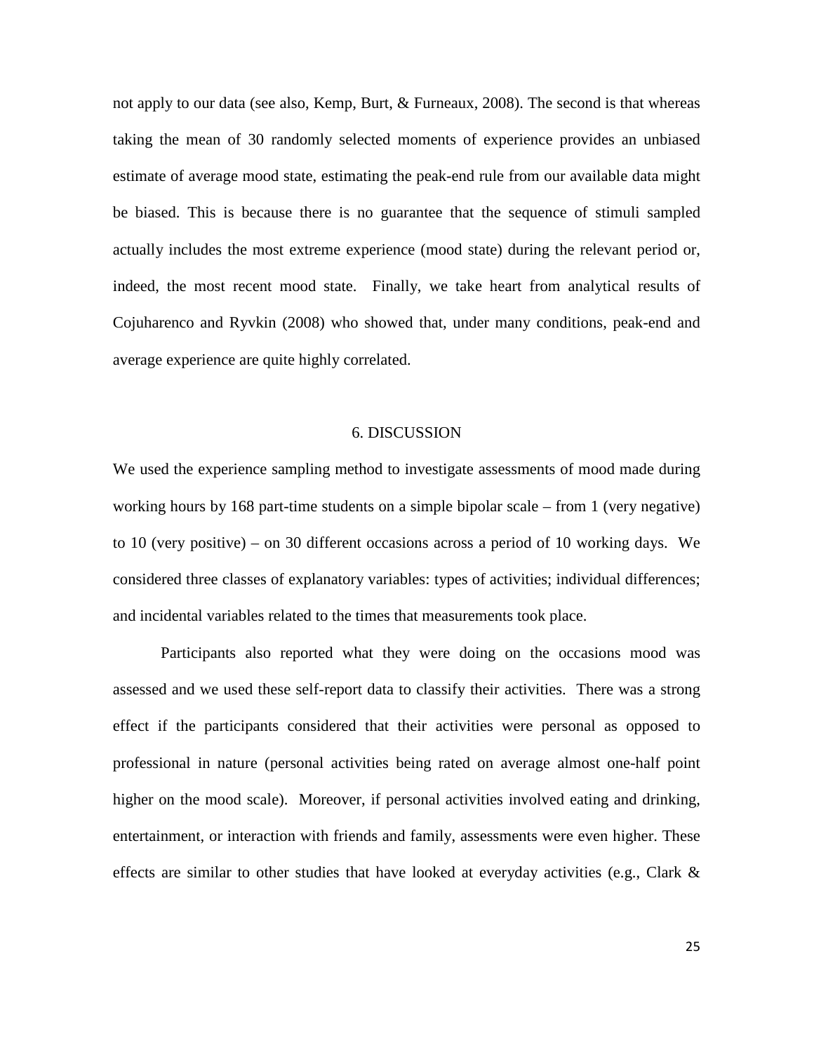not apply to our data (see also, Kemp, Burt, & Furneaux, 2008). The second is that whereas taking the mean of 30 randomly selected moments of experience provides an unbiased estimate of average mood state, estimating the peak-end rule from our available data might be biased. This is because there is no guarantee that the sequence of stimuli sampled actually includes the most extreme experience (mood state) during the relevant period or, indeed, the most recent mood state. Finally, we take heart from analytical results of Cojuharenco and Ryvkin (2008) who showed that, under many conditions, peak-end and average experience are quite highly correlated.

## 6. DISCUSSION

We used the experience sampling method to investigate assessments of mood made during working hours by 168 part-time students on a simple bipolar scale – from 1 (very negative) to 10 (very positive) – on 30 different occasions across a period of 10 working days. We considered three classes of explanatory variables: types of activities; individual differences; and incidental variables related to the times that measurements took place.

Participants also reported what they were doing on the occasions mood was assessed and we used these self-report data to classify their activities. There was a strong effect if the participants considered that their activities were personal as opposed to professional in nature (personal activities being rated on average almost one-half point higher on the mood scale). Moreover, if personal activities involved eating and drinking, entertainment, or interaction with friends and family, assessments were even higher. These effects are similar to other studies that have looked at everyday activities (e.g., Clark &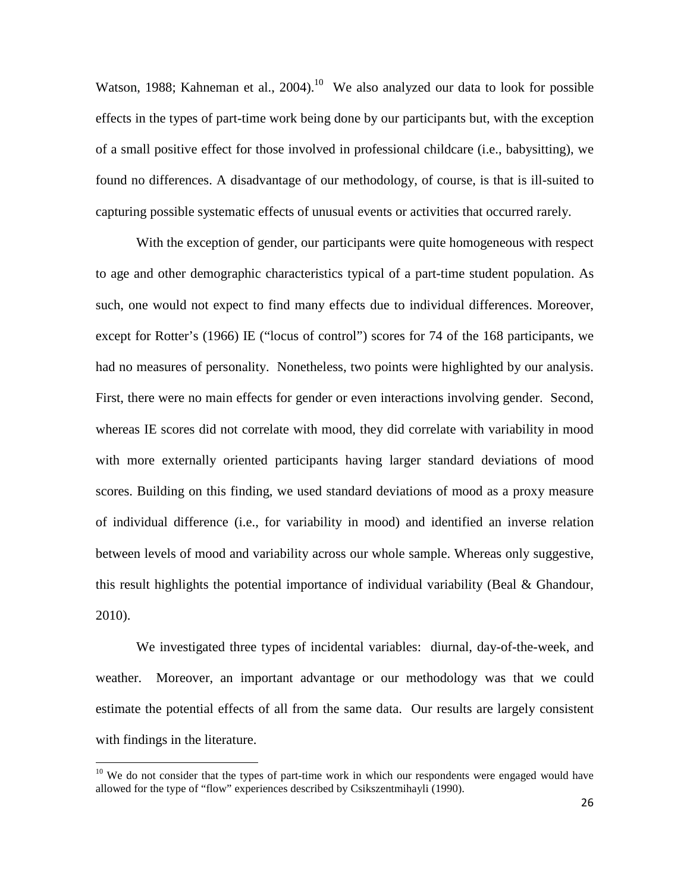Watson, 1988; Kahneman et al., 2004).[10] We also analyzed our data to look for possible effects in the types of part-time work being done by our participants but, with the exception of a small positive effect for those involved in professional childcare (i.e., babysitting), we found no differences. A disadvantage of our methodology, of course, is that is ill-suited to capturing possible systematic effects of unusual events or activities that occurred rarely.

With the exception of gender, our participants were quite homogeneous with respect to age and other demographic characteristics typical of a part-time student population. As such, one would not expect to find many effects due to individual differences. Moreover, except for Rotter's (1966) IE ("locus of control") scores for 74 of the 168 participants, we had no measures of personality. Nonetheless, two points were highlighted by our analysis. First, there were no main effects for gender or even interactions involving gender. Second, whereas IE scores did not correlate with mood, they did correlate with variability in mood with more externally oriented participants having larger standard deviations of mood scores. Building on this finding, we used standard deviations of mood as a proxy measure of individual difference (i.e., for variability in mood) and identified an inverse relation between levels of mood and variability across our whole sample. Whereas only suggestive, this result highlights the potential importance of individual variability (Beal & Ghandour, 2010).

We investigated three types of incidental variables: diurnal, day-of-the-week, and weather. Moreover, an important advantage or our methodology was that we could estimate the potential effects of all from the same data. Our results are largely consistent with findings in the literature.

[10] We do not consider that the types of part-time work in which our respondents were engaged would have allowed for the type of "flow" experiences described by Csikszentmihayli (1990).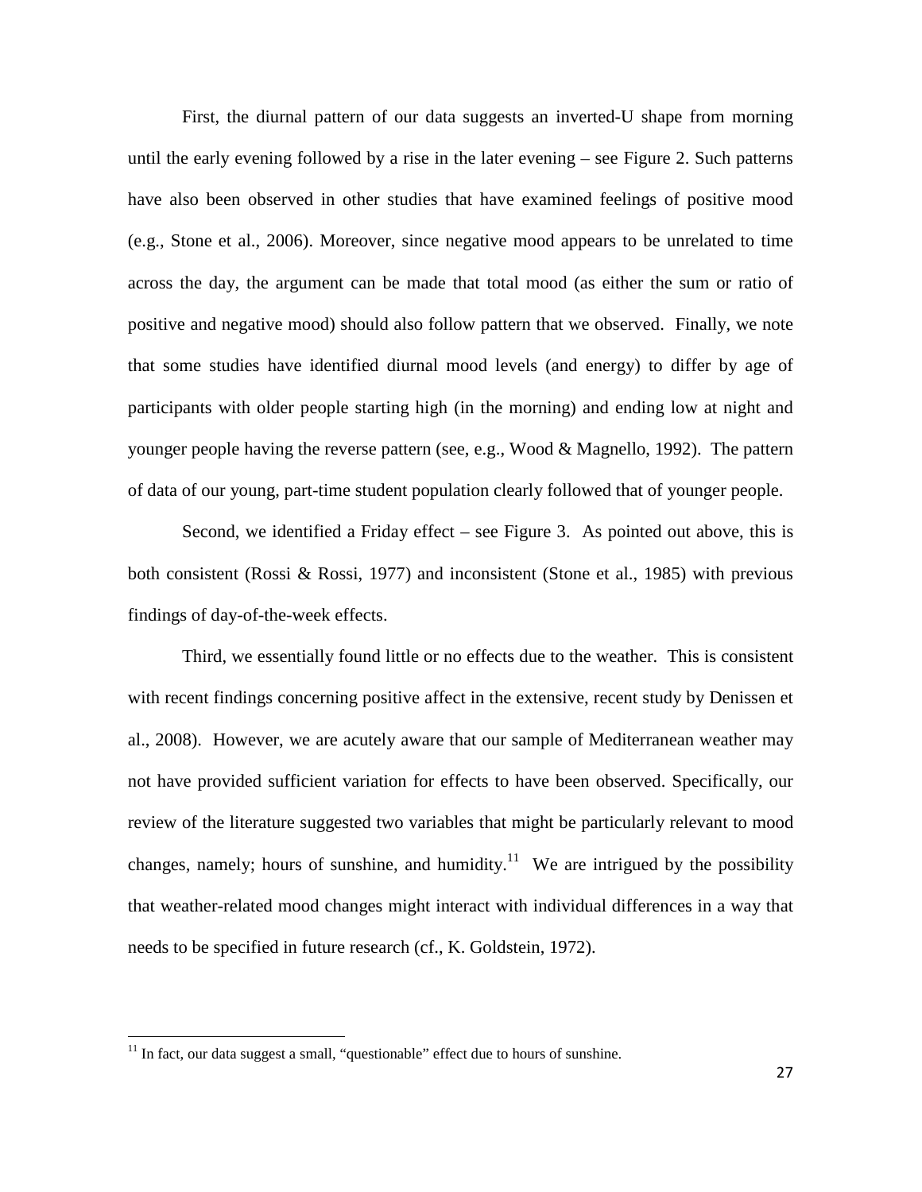First, the diurnal pattern of our data suggests an inverted-U shape from morning until the early evening followed by a rise in the later evening – see Figure 2. Such patterns have also been observed in other studies that have examined feelings of positive mood (e.g., Stone et al., 2006). Moreover, since negative mood appears to be unrelated to time across the day, the argument can be made that total mood (as either the sum or ratio of positive and negative mood) should also follow pattern that we observed. Finally, we note that some studies have identified diurnal mood levels (and energy) to differ by age of participants with older people starting high (in the morning) and ending low at night and younger people having the reverse pattern (see, e.g., Wood & Magnello, 1992). The pattern of data of our young, part-time student population clearly followed that of younger people.

Second, we identified a Friday effect – see Figure 3. As pointed out above, this is both consistent (Rossi & Rossi, 1977) and inconsistent (Stone et al., 1985) with previous findings of day-of-the-week effects.

Third, we essentially found little or no effects due to the weather. This is consistent with recent findings concerning positive affect in the extensive, recent study by Denissen et al., 2008). However, we are acutely aware that our sample of Mediterranean weather may not have provided sufficient variation for effects to have been observed. Specifically, our review of the literature suggested two variables that might be particularly relevant to mood changes, namely; hours of sunshine, and humidity.[11] We are intrigued by the possibility that weather-related mood changes might interact with individual differences in a way that needs to be specified in future research (cf., K. Goldstein, 1972).

---

[11] In fact, our data suggest a small, "questionable" effect due to hours of sunshine.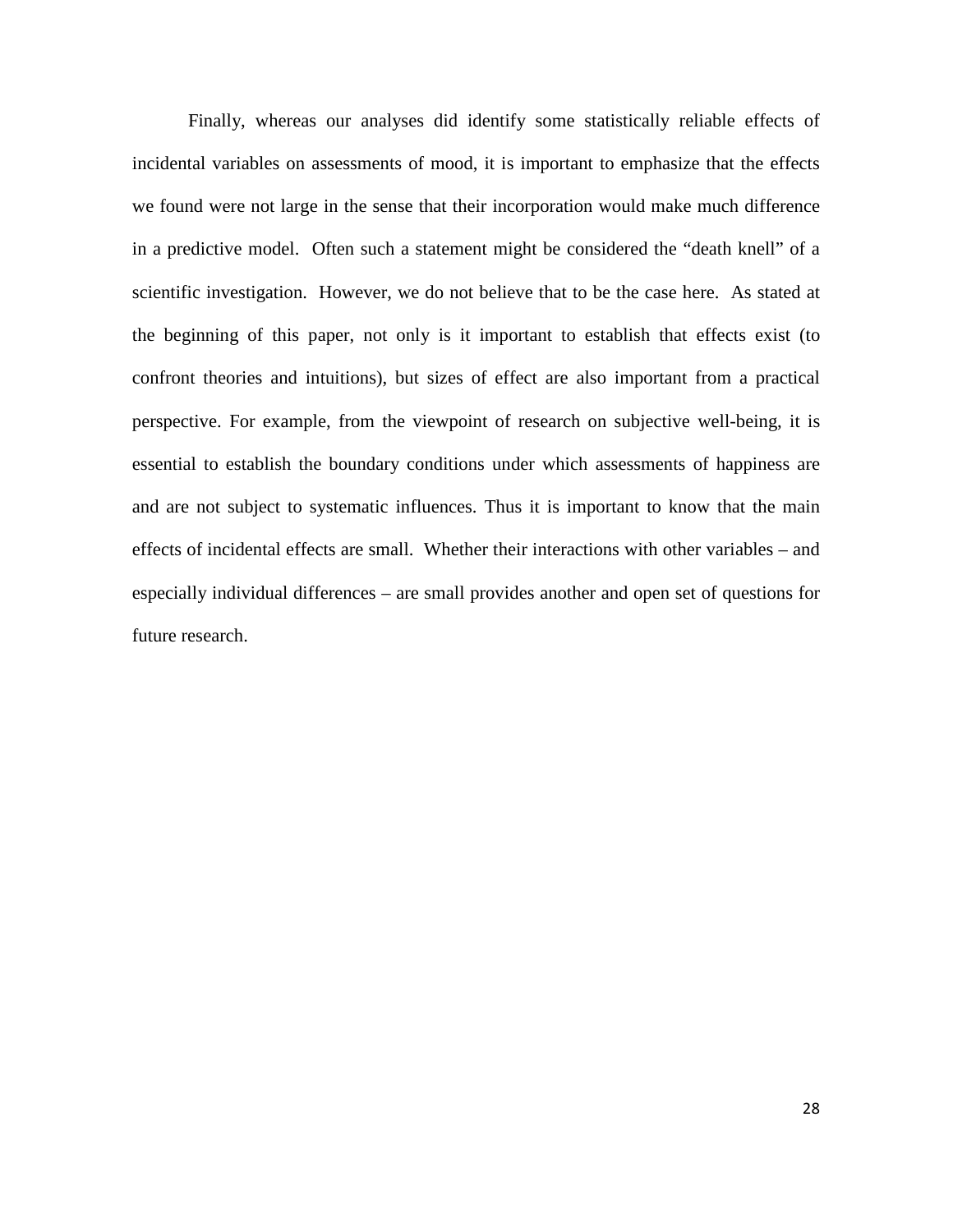Finally, whereas our analyses did identify some statistically reliable effects of incidental variables on assessments of mood, it is important to emphasize that the effects we found were not large in the sense that their incorporation would make much difference in a predictive model. Often such a statement might be considered the "death knell" of a scientific investigation. However, we do not believe that to be the case here. As stated at the beginning of this paper, not only is it important to establish that effects exist (to confront theories and intuitions), but sizes of effect are also important from a practical perspective. For example, from the viewpoint of research on subjective well-being, it is essential to establish the boundary conditions under which assessments of happiness are and are not subject to systematic influences. Thus it is important to know that the main effects of incidental effects are small. Whether their interactions with other variables – and especially individual differences – are small provides another and open set of questions for future research.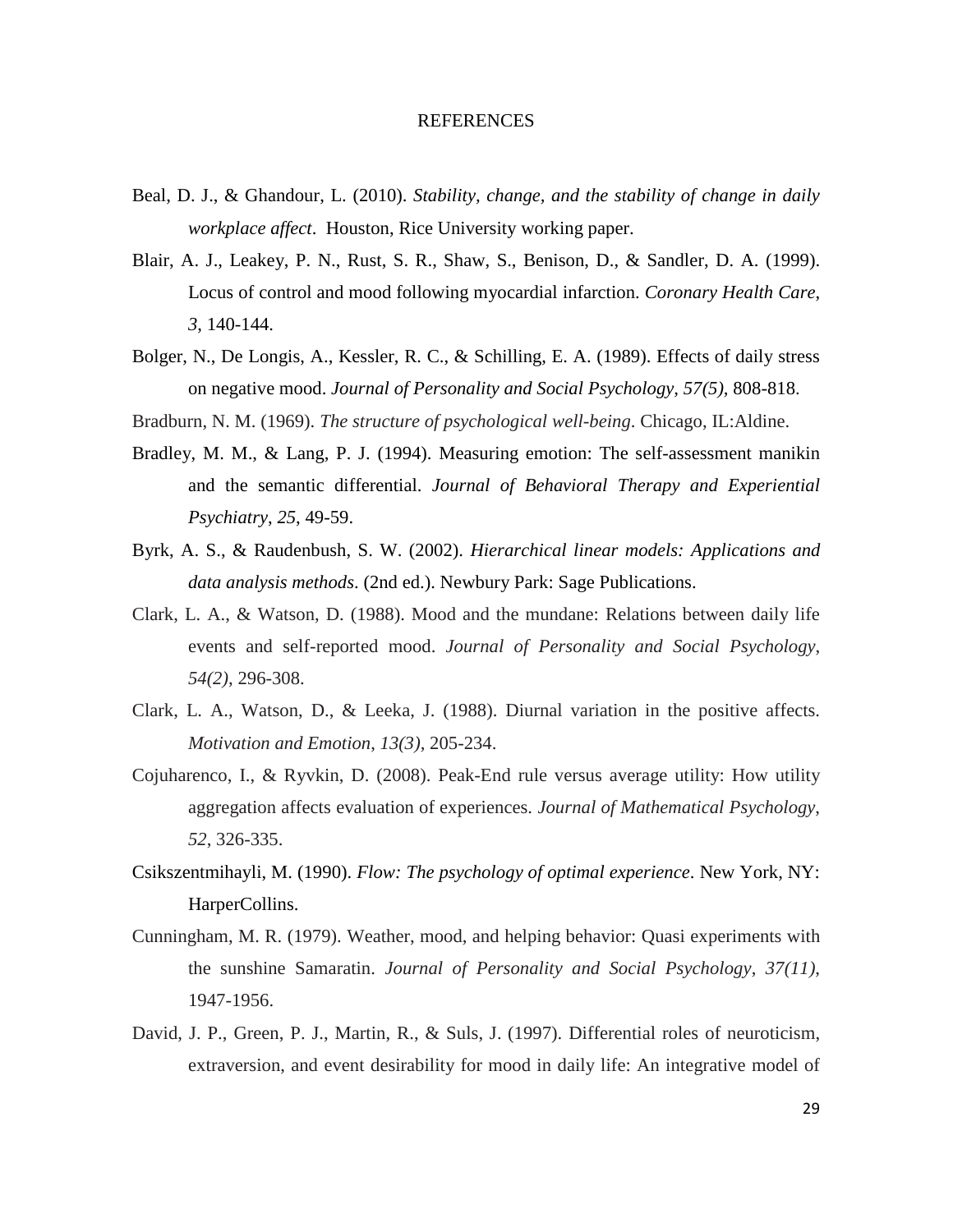# REFERENCES

Beal, D. J., & Ghandour, L. (2010). *Stability, change, and the stability of change in daily workplace affect*. Houston, Rice University working paper.

Blair, A. J., Leakey, P. N., Rust, S. R., Shaw, S., Benison, D., & Sandler, D. A. (1999). Locus of control and mood following myocardial infarction. *Coronary Health Care*, *3*, 140-144.

Bolger, N., De Longis, A., Kessler, R. C., & Schilling, E. A. (1989). Effects of daily stress on negative mood. *Journal of Personality and Social Psychology, 57(5)*, 808-818.

Bradburn, N. M. (1969). *The structure of psychological well-being*. Chicago, IL:Aldine.

Bradley, M. M., & Lang, P. J. (1994). Measuring emotion: The self-assessment manikin and the semantic differential. *Journal of Behavioral Therapy and Experiential Psychiatry*, *25*, 49-59.

Byrk, A. S., & Raudenbush, S. W. (2002). *Hierarchical linear models: Applications and data analysis methods*. (2nd ed.). Newbury Park: Sage Publications.

Clark, L. A., & Watson, D. (1988). Mood and the mundane: Relations between daily life events and self-reported mood. *Journal of Personality and Social Psychology*, *54(2)*, 296-308.

Clark, L. A., Watson, D., & Leeka, J. (1988). Diurnal variation in the positive affects. *Motivation and Emotion*, *13(3)*, 205-234.

Cojuharenco, I., & Ryvkin, D. (2008). Peak-End rule versus average utility: How utility aggregation affects evaluation of experiences. *Journal of Mathematical Psychology*, *52*, 326-335.

Csikszentmihayli, M. (1990). *Flow: The psychology of optimal experience*. New York, NY: HarperCollins.

Cunningham, M. R. (1979). Weather, mood, and helping behavior: Quasi experiments with the sunshine Samaratin. *Journal of Personality and Social Psychology*, *37(11)*, 1947-1956.

David, J. P., Green, P. J., Martin, R., & Suls, J. (1997). Differential roles of neuroticism, extraversion, and event desirability for mood in daily life: An integrative model of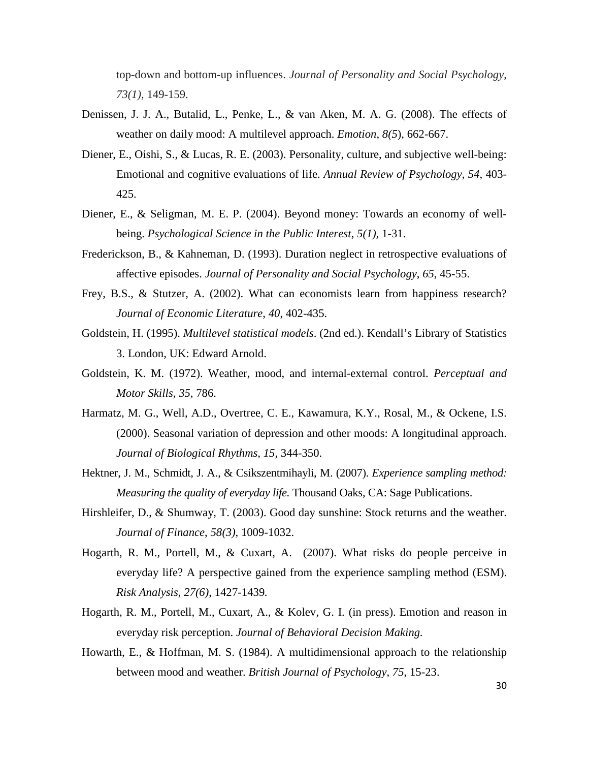top-down and bottom-up influences. *Journal of Personality and Social Psychology*, *73(1)*, 149-159.

Denissen, J. J. A., Butalid, L., Penke, L., & van Aken, M. A. G. (2008). The effects of weather on daily mood: A multilevel approach. *Emotion*, *8(5*), 662-667.

Diener, E., Oishi, S., & Lucas, R. E. (2003). Personality, culture, and subjective well-being: Emotional and cognitive evaluations of life. *Annual Review of Psychology*, *54*, 403-425.

Diener, E., & Seligman, M. E. P. (2004). Beyond money: Towards an economy of well-being. *Psychological Science in the Public Interest*, *5(1)*, 1-31.

Frederickson, B., & Kahneman, D. (1993). Duration neglect in retrospective evaluations of affective episodes. *Journal of Personality and Social Psychology*, *65*, 45-55.

Frey, B.S., & Stutzer, A. (2002). What can economists learn from happiness research? *Journal of Economic Literature*, *40*, 402-435.

Goldstein, H. (1995). *Multilevel statistical models*. (2nd ed.). Kendall's Library of Statistics 3. London, UK: Edward Arnold.

Goldstein, K. M. (1972). Weather, mood, and internal-external control. *Perceptual and Motor Skills*, *35*, 786.

Harmatz, M. G., Well, A.D., Overtree, C. E., Kawamura, K.Y., Rosal, M., & Ockene, I.S. (2000). Seasonal variation of depression and other moods: A longitudinal approach. *Journal of Biological Rhythms*, *15*, 344-350.

Hektner, J. M., Schmidt, J. A., & Csikszentmihayli, M. (2007). *Experience sampling method: Measuring the quality of everyday life.* Thousand Oaks, CA: Sage Publications.

Hirshleifer, D., & Shumway, T. (2003). Good day sunshine: Stock returns and the weather. *Journal of Finance*, *58(3)*, 1009-1032.

Hogarth, R. M., Portell, M., & Cuxart, A. (2007). What risks do people perceive in everyday life? A perspective gained from the experience sampling method (ESM). *Risk Analysis*, *27(6)*, 1427-1439*.*

Hogarth, R. M., Portell, M., Cuxart, A., & Kolev, G. I. (in press). Emotion and reason in everyday risk perception. *Journal of Behavioral Decision Making.*

Howarth, E., & Hoffman, M. S. (1984). A multidimensional approach to the relationship between mood and weather. *British Journal of Psychology, 75*, 15-23.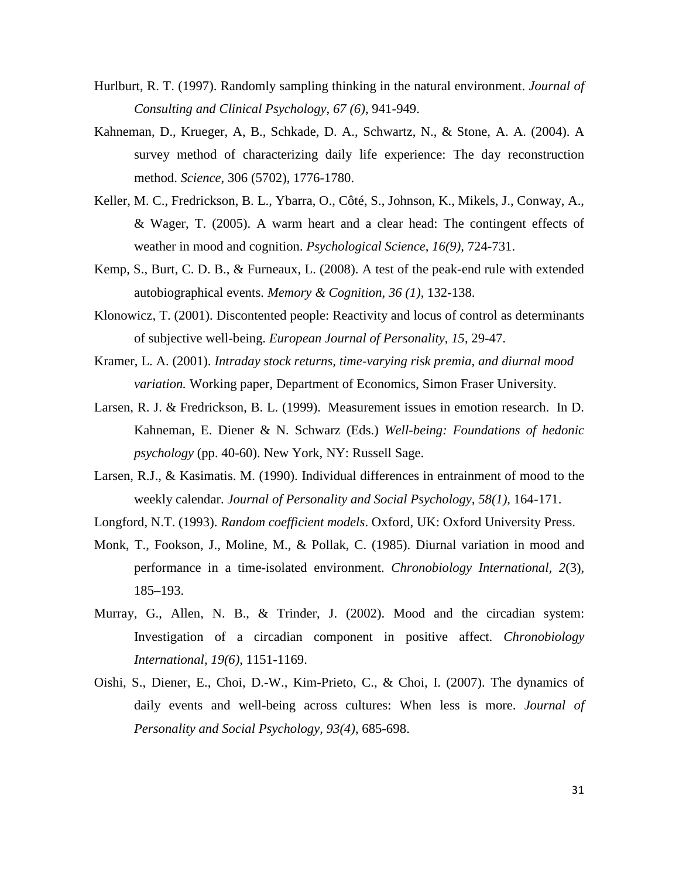Hurlburt, R. T. (1997). Randomly sampling thinking in the natural environment. *Journal of Consulting and Clinical Psychology, 67 (6)*, 941-949.

Kahneman, D., Krueger, A, B., Schkade, D. A., Schwartz, N., & Stone, A. A. (2004). A survey method of characterizing daily life experience: The day reconstruction method. *Science*, 306 (5702), 1776-1780.

Keller, M. C., Fredrickson, B. L., Ybarra, O., Côté, S., Johnson, K., Mikels, J., Conway, A., & Wager, T. (2005). A warm heart and a clear head: The contingent effects of weather in mood and cognition. *Psychological Science*, *16(9)*, 724-731.

Kemp, S., Burt, C. D. B., & Furneaux, L. (2008). A test of the peak-end rule with extended autobiographical events. *Memory & Cognition*, *36 (1)*, 132-138.

Klonowicz, T. (2001). Discontented people: Reactivity and locus of control as determinants of subjective well-being. *European Journal of Personality*, *15*, 29-47.

Kramer, L. A. (2001). *Intraday stock returns, time-varying risk premia, and diurnal mood variation.* Working paper, Department of Economics, Simon Fraser University.

Larsen, R. J. & Fredrickson, B. L. (1999). Measurement issues in emotion research. In D. Kahneman, E. Diener & N. Schwarz (Eds.) *Well-being: Foundations of hedonic psychology* (pp. 40-60). New York, NY: Russell Sage.

Larsen, R.J., & Kasimatis. M. (1990). Individual differences in entrainment of mood to the weekly calendar. *Journal of Personality and Social Psychology*, *58(1)*, 164-171.

Longford, N.T. (1993). *Random coefficient models*. Oxford, UK: Oxford University Press.

Monk, T., Fookson, J., Moline, M., & Pollak, C. (1985). Diurnal variation in mood and performance in a time-isolated environment. *Chronobiology International*, *2*(3), 185–193.

Murray, G., Allen, N. B., & Trinder, J. (2002). Mood and the circadian system: Investigation of a circadian component in positive affect. *Chronobiology International, 19(6)*, 1151-1169.

Oishi, S., Diener, E., Choi, D.-W., Kim-Prieto, C., & Choi, I. (2007). The dynamics of daily events and well-being across cultures: When less is more. *Journal of Personality and Social Psychology, 93(4)*, 685-698.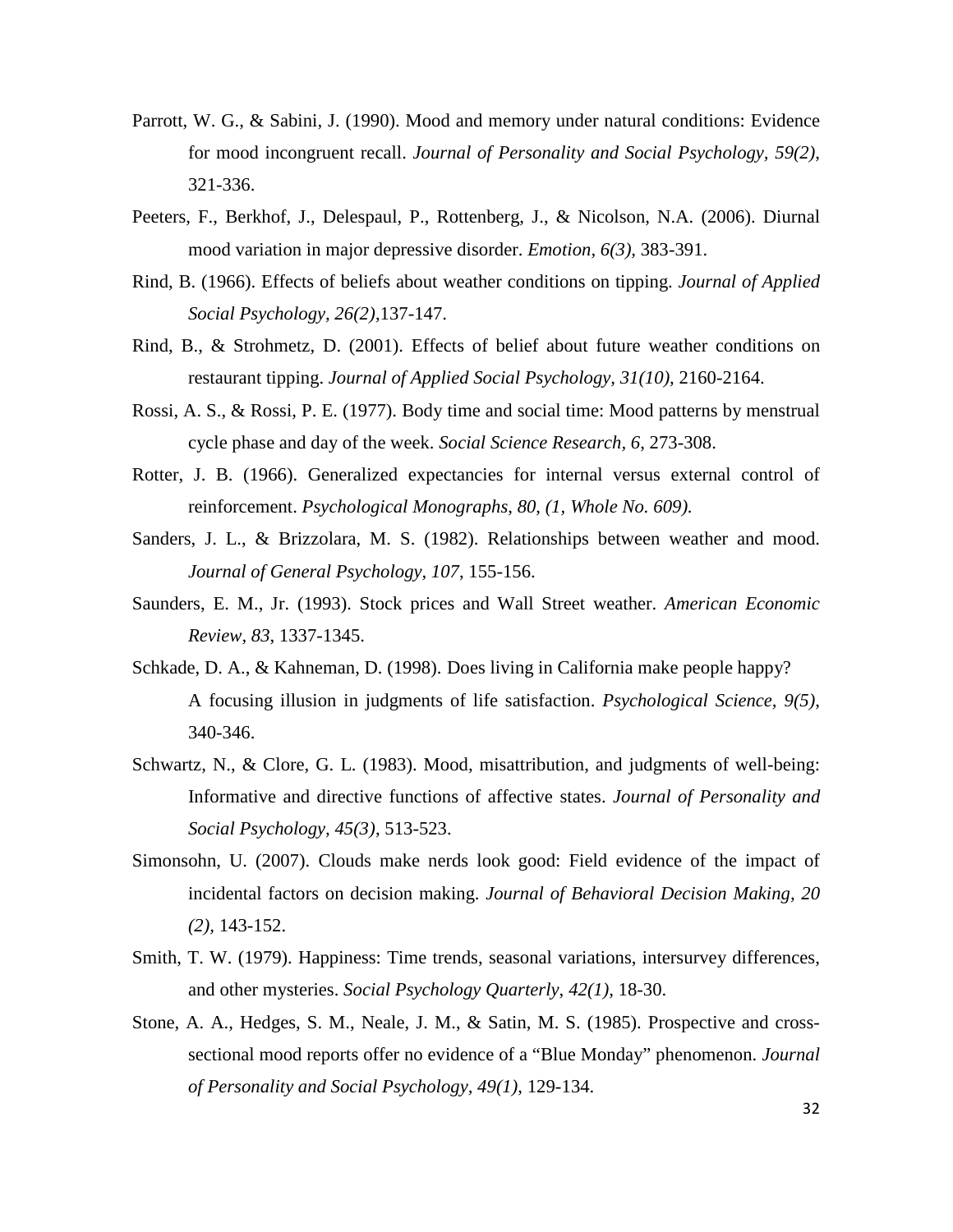Parrott, W. G., & Sabini, J. (1990). Mood and memory under natural conditions: Evidence for mood incongruent recall. *Journal of Personality and Social Psychology, 59(2)*, 321-336.

Peeters, F., Berkhof, J., Delespaul, P., Rottenberg, J., & Nicolson, N.A. (2006). Diurnal mood variation in major depressive disorder. *Emotion, 6(3),* 383-391.

Rind, B. (1966). Effects of beliefs about weather conditions on tipping. *Journal of Applied Social Psychology, 26(2)*,137-147.

Rind, B., & Strohmetz, D. (2001). Effects of belief about future weather conditions on restaurant tipping. *Journal of Applied Social Psychology, 31(10),* 2160-2164.

Rossi, A. S., & Rossi, P. E. (1977). Body time and social time: Mood patterns by menstrual cycle phase and day of the week. *Social Science Research, 6*, 273-308.

Rotter, J. B. (1966). Generalized expectancies for internal versus external control of reinforcement. *Psychological Monographs, 80, (1, Whole No. 609).*

Sanders, J. L., & Brizzolara, M. S. (1982). Relationships between weather and mood. *Journal of General Psychology, 107*, 155-156.

Saunders, E. M., Jr. (1993). Stock prices and Wall Street weather. *American Economic Review, 83*, 1337-1345.

Schkade, D. A., & Kahneman, D. (1998). Does living in California make people happy? A focusing illusion in judgments of life satisfaction. *Psychological Science, 9(5),* 340-346.

Schwartz, N., & Clore, G. L. (1983). Mood, misattribution, and judgments of well-being: Informative and directive functions of affective states. *Journal of Personality and Social Psychology, 45(3)*, 513-523.

Simonsohn, U. (2007). Clouds make nerds look good: Field evidence of the impact of incidental factors on decision making. *Journal of Behavioral Decision Making, 20 (2),* 143-152.

Smith, T. W. (1979). Happiness: Time trends, seasonal variations, intersurvey differences, and other mysteries. *Social Psychology Quarterly, 42(1),* 18-30.

Stone, A. A., Hedges, S. M., Neale, J. M., & Satin, M. S. (1985). Prospective and cross-sectional mood reports offer no evidence of a "Blue Monday" phenomenon. *Journal of Personality and Social Psychology, 49(1),* 129-134.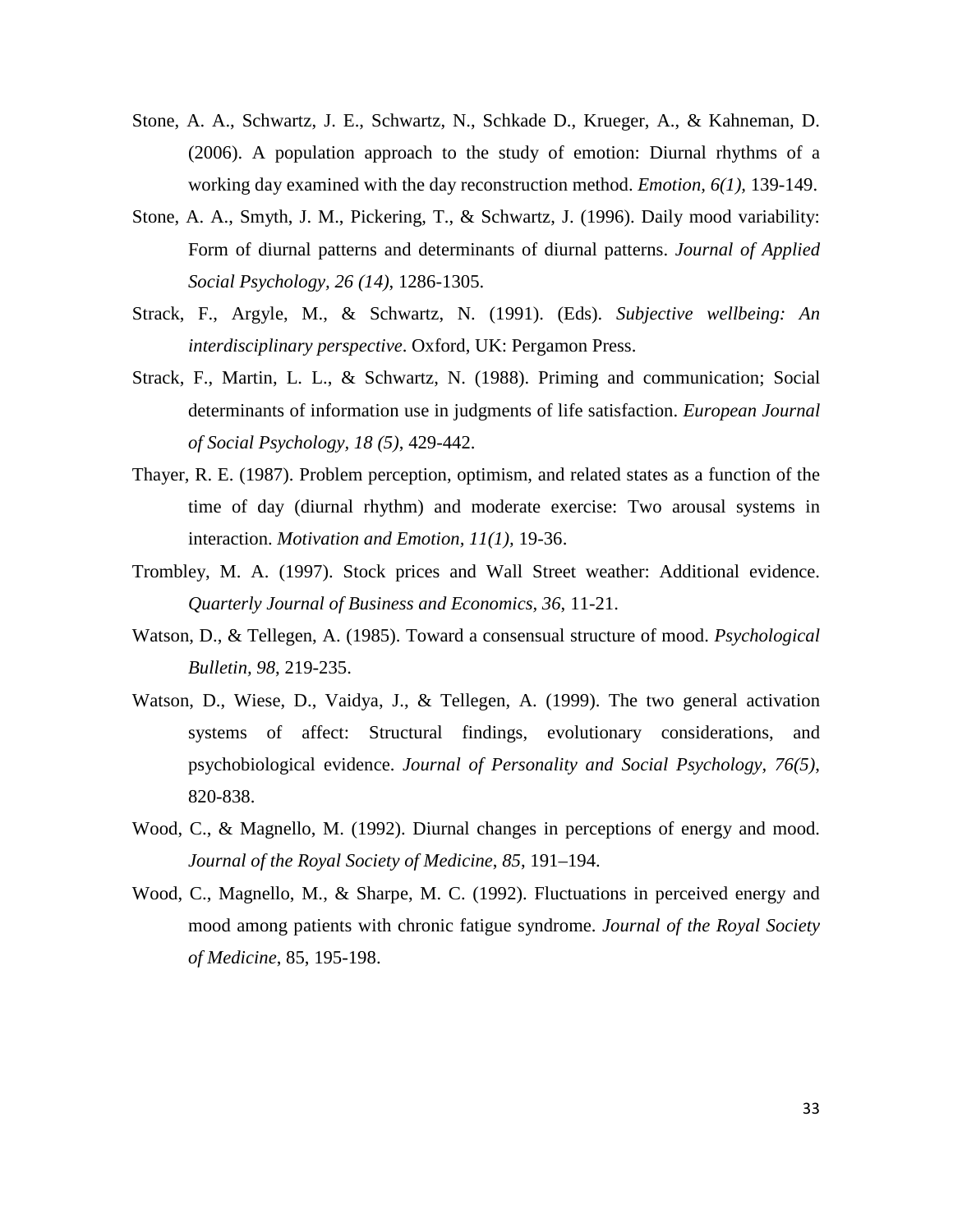Stone, A. A., Schwartz, J. E., Schwartz, N., Schkade D., Krueger, A., & Kahneman, D. (2006). A population approach to the study of emotion: Diurnal rhythms of a working day examined with the day reconstruction method. *Emotion, 6(1),* 139-149.

Stone, A. A., Smyth, J. M., Pickering, T., & Schwartz, J. (1996). Daily mood variability: Form of diurnal patterns and determinants of diurnal patterns. *Journal of Applied Social Psychology, 26 (14)*, 1286-1305.

Strack, F., Argyle, M., & Schwartz, N. (1991). (Eds). *Subjective wellbeing: An interdisciplinary perspective*. Oxford, UK: Pergamon Press.

Strack, F., Martin, L. L., & Schwartz, N. (1988). Priming and communication; Social determinants of information use in judgments of life satisfaction. *European Journal of Social Psychology, 18 (5),* 429-442.

Thayer, R. E. (1987). Problem perception, optimism, and related states as a function of the time of day (diurnal rhythm) and moderate exercise: Two arousal systems in interaction. *Motivation and Emotion, 11(1),* 19-36.

Trombley, M. A. (1997). Stock prices and Wall Street weather: Additional evidence. *Quarterly Journal of Business and Economics, 36*, 11-21.

Watson, D., & Tellegen, A. (1985). Toward a consensual structure of mood. *Psychological Bulletin, 98*, 219-235.

Watson, D., Wiese, D., Vaidya, J., & Tellegen, A. (1999). The two general activation systems of affect: Structural findings, evolutionary considerations, and psychobiological evidence. *Journal of Personality and Social Psychology, 76(5)*, 820-838.

Wood, C., & Magnello, M. (1992). Diurnal changes in perceptions of energy and mood. *Journal of the Royal Society of Medicine, 85*, 191–194.

Wood, C., Magnello, M., & Sharpe, M. C. (1992). Fluctuations in perceived energy and mood among patients with chronic fatigue syndrome. *Journal of the Royal Society of Medicine*, 85, 195-198.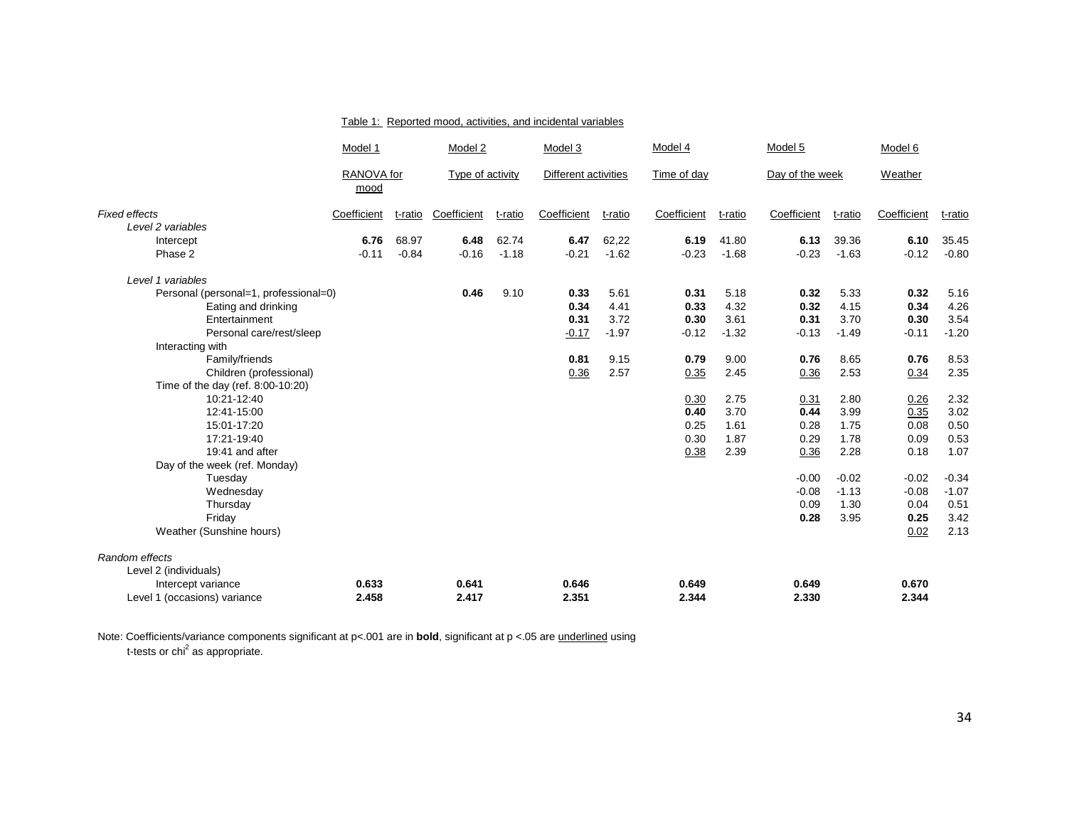Table 1: Reported mood, activities, and incidental variables

| | Model 1 | | Model 2 | | Model 3 | | Model 4 | | Model 5 | | Model 6 | |
|---|---|---|---|---|---|---|---|---|---|---|---|---|
| | RANOVA for mood | | Type of activity | | Different activities | | Time of day | | Day of the week | | Weather | |
| *Fixed effects* | Coefficient | t-ratio | Coefficient | t-ratio | Coefficient | t-ratio | Coefficient | t-ratio | Coefficient | t-ratio | Coefficient | t-ratio |
| *Level 2 variables* | | | | | | | | | | | | |
| Intercept | **6.76** | 68.97 | **6.48** | 62.74 | **6.47** | 62,22 | **6.19** | 41.80 | **6.13** | 39.36 | **6.10** | 35.45 |
| Phase 2 | -0.11 | -0.84 | -0.16 | -1.18 | -0.21 | -1.62 | -0.23 | -1.68 | -0.23 | -1.63 | -0.12 | -0.80 |
| *Level 1 variables* | | | | | | | | | | | | |
| Personal (personal=1, professional=0) | | | **0.46** | 9.10 | **0.33** | 5.61 | **0.31** | 5.18 | **0.32** | 5.33 | **0.32** | 5.16 |
| Eating and drinking | | | | | **0.34** | 4.41 | **0.33** | 4.32 | **0.32** | 4.15 | **0.34** | 4.26 |
| Entertainment | | | | | **0.31** | 3.72 | **0.30** | 3.61 | **0.31** | 3.70 | **0.30** | 3.54 |
| Personal care/rest/sleep | | | | | <u>-0.17</u> | -1.97 | -0.12 | -1.32 | -0.13 | -1.49 | -0.11 | -1.20 |
| Interacting with | | | | | | | | | | | | |
| Family/friends | | | | | **0.81** | 9.15 | **0.79** | 9.00 | **0.76** | 8.65 | **0.76** | 8.53 |
| Children (professional) | | | | | <u>0.36</u> | 2.57 | <u>0.35</u> | 2.45 | <u>0.36</u> | 2.53 | <u>0.34</u> | 2.35 |
| Time of the day (ref. 8:00-10:20) | | | | | | | | | | | | |
| 10:21-12:40 | | | | | | | <u>0.30</u> | 2.75 | <u>0.31</u> | 2.80 | <u>0.26</u> | 2.32 |
| 12:41-15:00 | | | | | | | **0.40** | 3.70 | **0.44** | 3.99 | <u>0.35</u> | 3.02 |
| 15:01-17:20 | | | | | | | 0.25 | 1.61 | 0.28 | 1.75 | 0.08 | 0.50 |
| 17:21-19:40 | | | | | | | 0.30 | 1.87 | 0.29 | 1.78 | 0.09 | 0.53 |
| 19:41 and after | | | | | | | <u>0.38</u> | 2.39 | <u>0.36</u> | 2.28 | 0.18 | 1.07 |
| Day of the week (ref. Monday) | | | | | | | | | | | | |
| Tuesday | | | | | | | | | -0.00 | -0.02 | -0.02 | -0.34 |
| Wednesday | | | | | | | | | -0.08 | -1.13 | -0.08 | -1.07 |
| Thursday | | | | | | | | | 0.09 | 1.30 | 0.04 | 0.51 |
| Friday | | | | | | | | | **0.28** | 3.95 | **0.25** | 3.42 |
| Weather (Sunshine hours) | | | | | | | | | | | <u>0.02</u> | 2.13 |
| *Random effects* | | | | | | | | | | | | |
| Level 2 (individuals) | | | | | | | | | | | | |
| Intercept variance | **0.633** | | **0.641** | | **0.646** | | **0.649** | | **0.649** | | **0.670** | |
| Level 1 (occasions) variance | **2.458** | | **2.417** | | **2.351** | | **2.344** | | **2.330** | | **2.344** | |

Note: Coefficients/variance components significant at p<.001 are in **bold**, significant at p <.05 are <u>underlined</u> using t-tests or $chi^2$ as appropriate.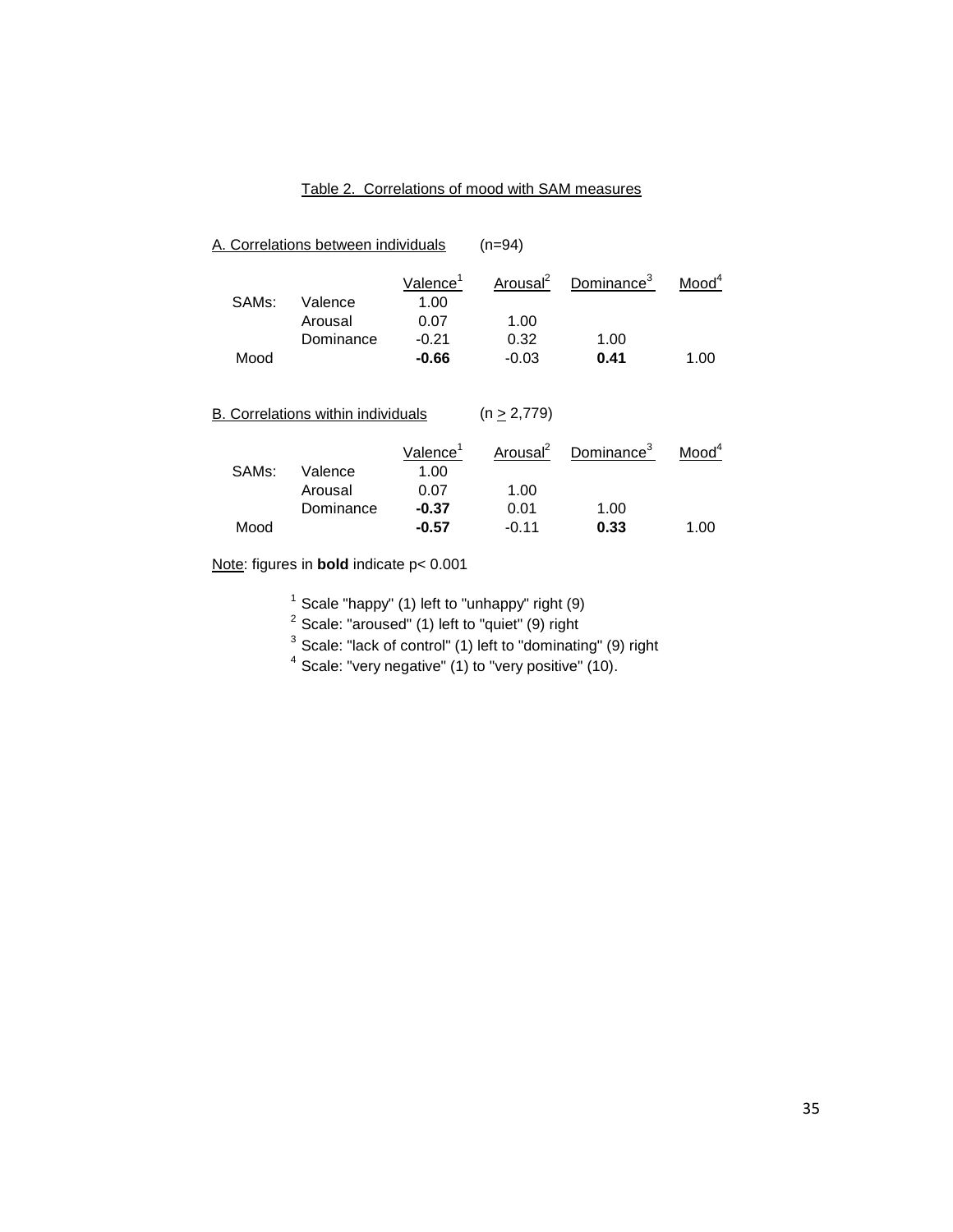Table 2. Correlations of mood with SAM measures

A. Correlations between individuals (n=94)

| | | Valence[1] | Arousal[2] | Dominance[3] | Mood[4] |
|---|---|---|---|---|---|
| SAMs: | Valence | 1.00 | | | |
| | Arousal | 0.07 | 1.00 | | |
| | Dominance | -0.21 | 0.32 | 1.00 | |
| Mood | | **-0.66** | -0.03 | **0.41** | 1.00 |

B. Correlations within individuals ($n \geq 2,779$)

| | | Valence[1] | Arousal[2] | Dominance[3] | Mood[4] |
|---|---|---|---|---|---|
| SAMs: | Valence | 1.00 | | | |
| | Arousal | 0.07 | 1.00 | | |
| | Dominance | **-0.37** | 0.01 | 1.00 | |
| Mood | | **-0.57** | -0.11 | **0.33** | 1.00 |

Note: figures in **bold** indicate $p < 0.001$

[1] Scale "happy" (1) left to "unhappy" right (9)

[2] Scale: "aroused" (1) left to "quiet" (9) right

[3] Scale: "lack of control" (1) left to "dominating" (9) right

[4] Scale: "very negative" (1) to "very positive" (10).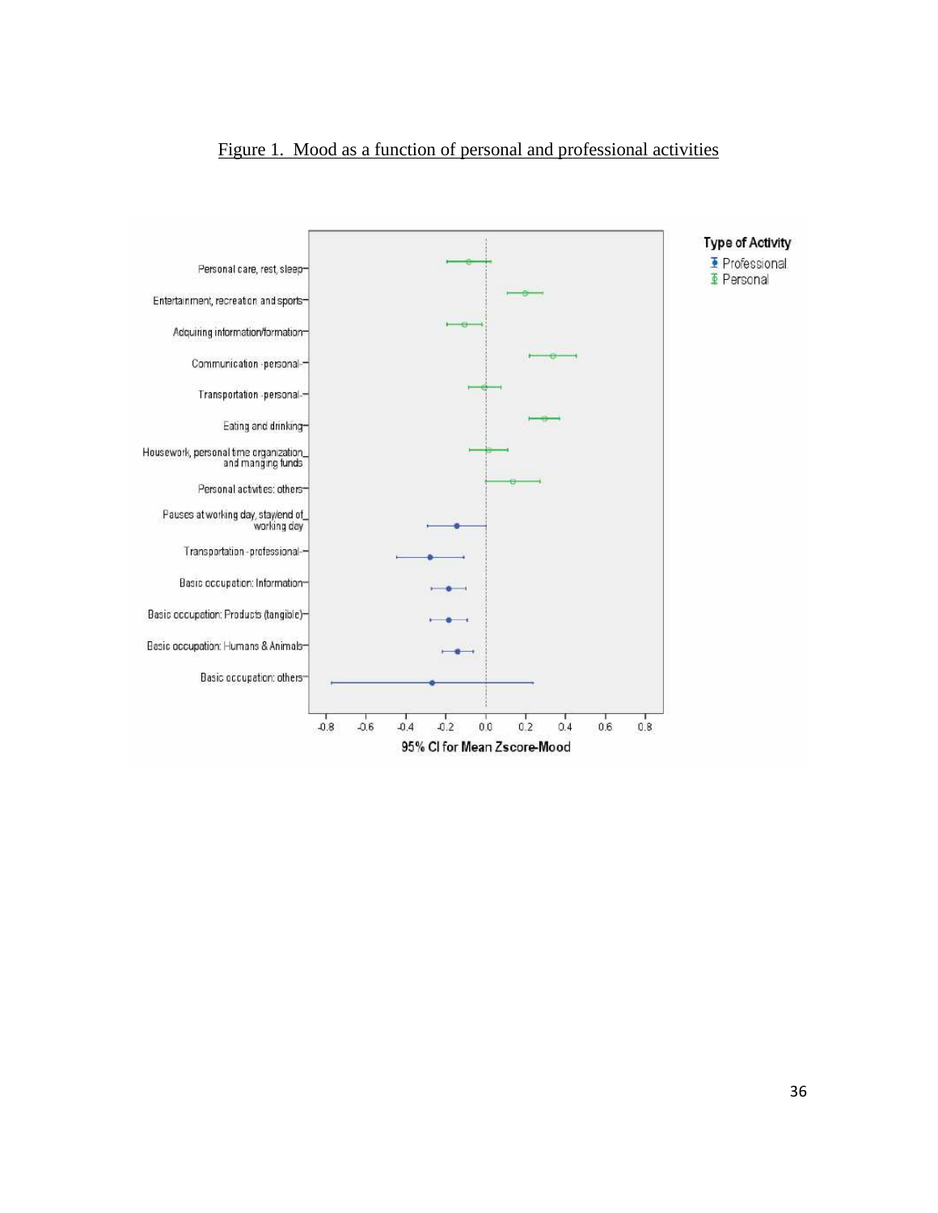Figure 1. Mood as a function of personal and professional activities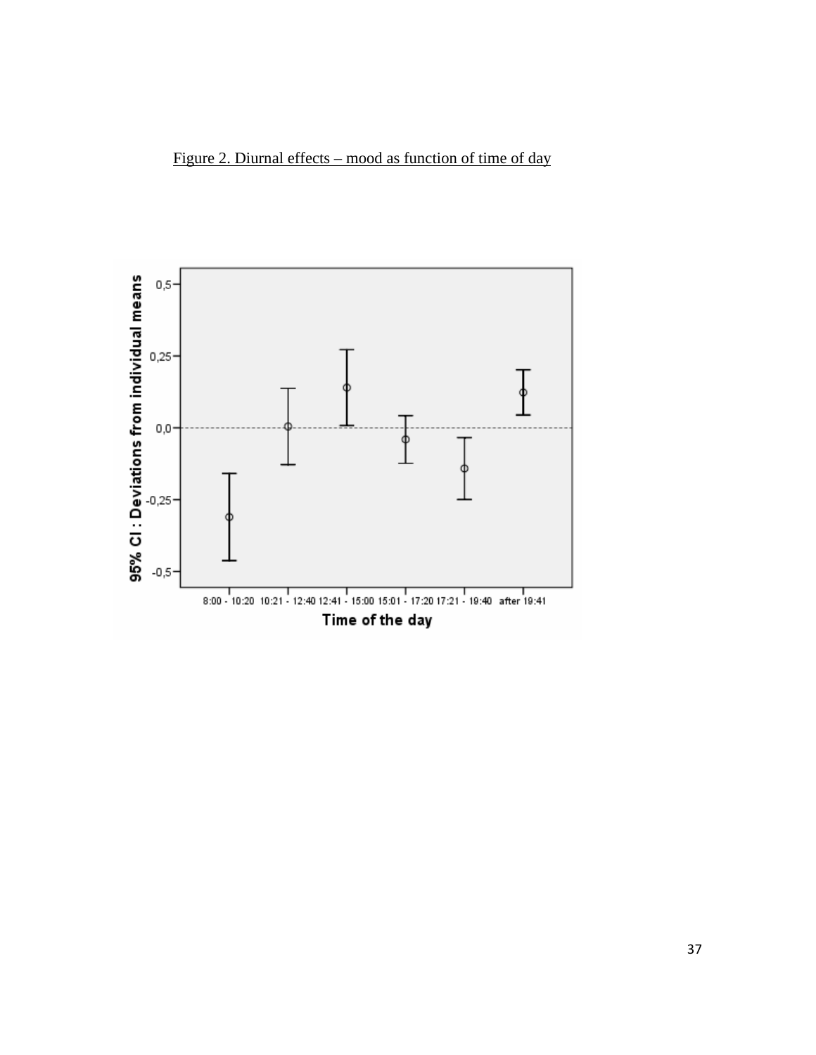Figure 2. Diurnal effects – mood as function of time of day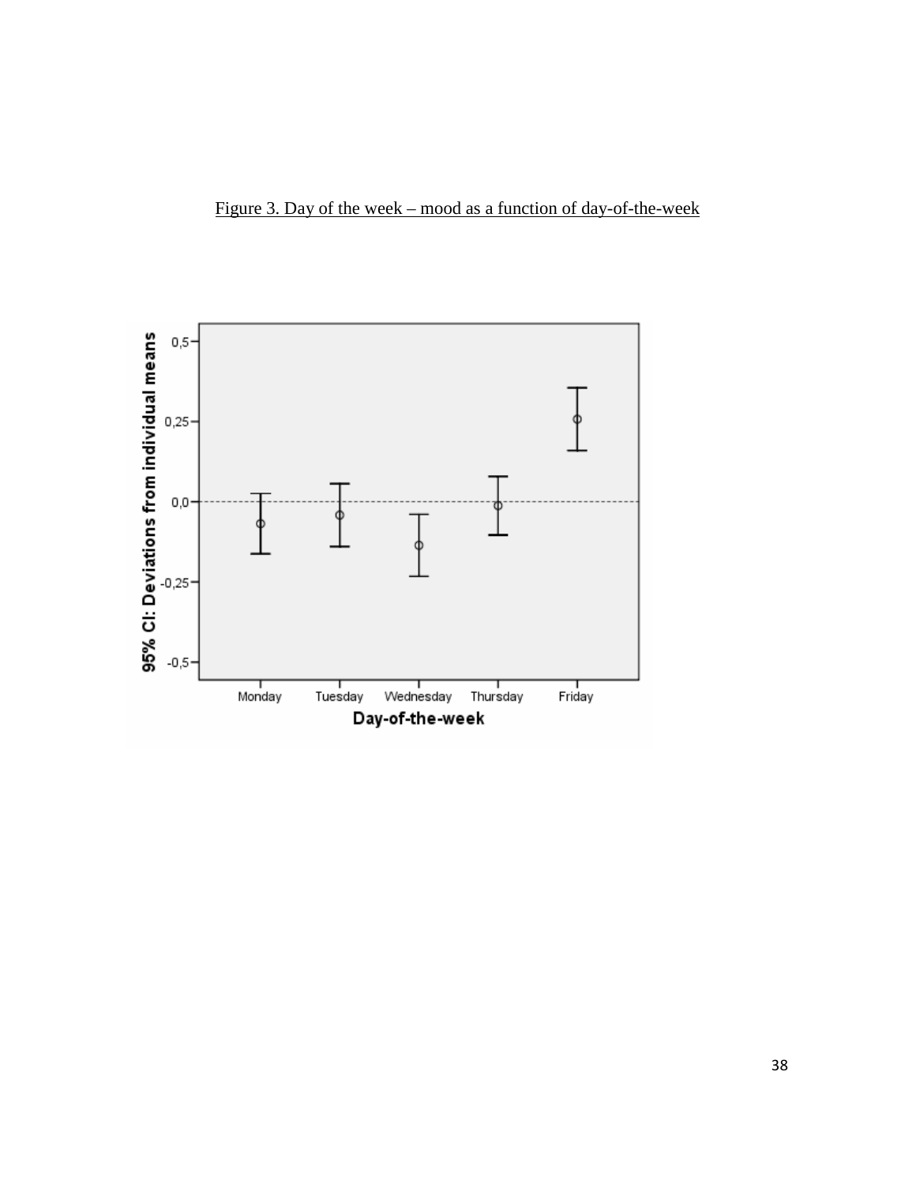Figure 3. Day of the week – mood as a function of day-of-the-week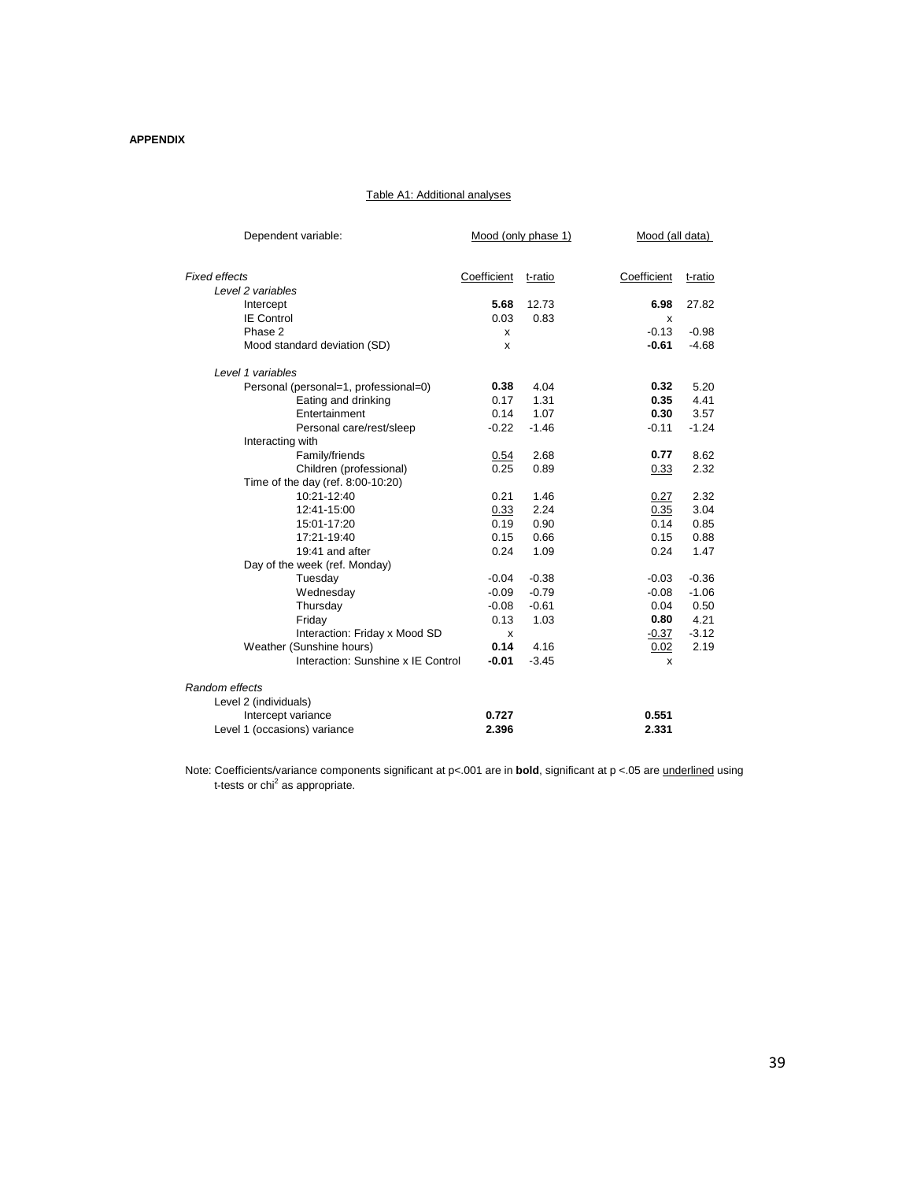**APPENDIX**

Table A1: Additional analyses

| Dependent variable: | Mood (only phase 1) | | Mood (all data) | |
|---|---|---|---|---|
| *Fixed effects* | Coefficient | t-ratio | Coefficient | t-ratio |
| *Level 2 variables* | | | | |
| Intercept | **5.68** | 12.73 | **6.98** | 27.82 |
| IE Control | 0.03 | 0.83 | x | |
| Phase 2 | x | | -0.13 | -0.98 |
| Mood standard deviation (SD) | x | | **-0.61** | -4.68 |
| *Level 1 variables* | | | | |
| Personal (personal=1, professional=0) | **0.38** | 4.04 | **0.32** | 5.20 |
| Eating and drinking | 0.17 | 1.31 | **0.35** | 4.41 |
| Entertainment | 0.14 | 1.07 | **0.30** | 3.57 |
| Personal care/rest/sleep | -0.22 | -1.46 | -0.11 | -1.24 |
| Interacting with | | | | |
| Family/friends | <u>0.54</u> | 2.68 | **0.77** | 8.62 |
| Children (professional) | 0.25 | 0.89 | <u>0.33</u> | 2.32 |
| Time of the day (ref. 8:00-10:20) | | | | |
| 10:21-12:40 | 0.21 | 1.46 | <u>0.27</u> | 2.32 |
| 12:41-15:00 | <u>0.33</u> | 2.24 | <u>0.35</u> | 3.04 |
| 15:01-17:20 | 0.19 | 0.90 | 0.14 | 0.85 |
| 17:21-19:40 | 0.15 | 0.66 | 0.15 | 0.88 |
| 19:41 and after | 0.24 | 1.09 | 0.24 | 1.47 |
| Day of the week (ref. Monday) | | | | |
| Tuesday | -0.04 | -0.38 | -0.03 | -0.36 |
| Wednesday | -0.09 | -0.79 | -0.08 | -1.06 |
| Thursday | -0.08 | -0.61 | 0.04 | 0.50 |
| Friday | 0.13 | 1.03 | **0.80** | 4.21 |
| Interaction: Friday x Mood SD | x | | <u>-0.37</u> | -3.12 |
| Weather (Sunshine hours) | **0.14** | 4.16 | <u>0.02</u> | 2.19 |
| Interaction: Sunshine x IE Control | **-0.01** | -3.45 | x | |
| *Random effects* | | | | |
| Level 2 (individuals) | | | | |
| Intercept variance | **0.727** | | **0.551** | |
| Level 1 (occasions) variance | **2.396** | | **2.331** | |

Note: Coefficients/variance components significant at p<.001 are in **bold**, significant at p <.05 are <u>underlined</u> using t-tests or chi$^2$ as appropriate.